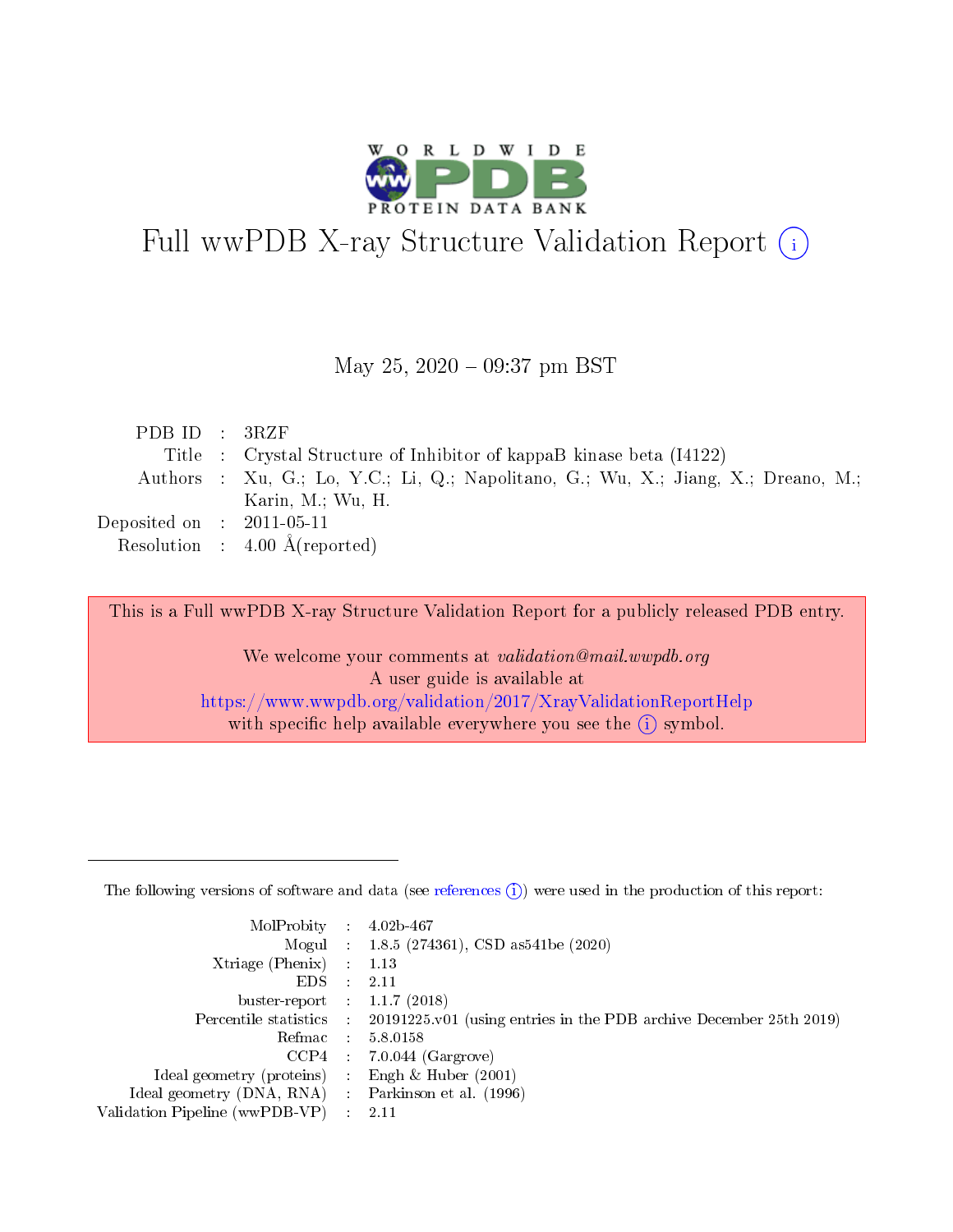# Full wwPDB X-ray Structure Validation Report

May 25, 2020 – 09:37 pm BST

| | | |
|---|---|---|
| PDB ID | : | 3RZF |
| Title | : | Crystal Structure of Inhibitor of kappaB kinase beta (I4122) |
| Authors | : | Xu, G.; Lo, Y.C.; Li, Q.; Napolitano, G.; Wu, X.; Jiang, X.; Dreano, M.; Karin, M.; Wu, H. |
| Deposited on | : | 2011-05-11 |
| Resolution | : | 4.00 Å(reported) |

This is a Full wwPDB X-ray Structure Validation Report for a publicly released PDB entry.

We welcome your comments at *validation@mail.wwpdb.org*
A user guide is available at
https://www.wwpdb.org/validation/2017/XrayValidationReportHelp
with specific help available everywhere you see the (i) symbol.

The following versions of software and data (see references (i)) were used in the production of this report:

| | | |
|---|---|---|
| MolProbity | : | 4.02b-467 |
| Mogul | : | 1.8.5 (274361), CSD as541be (2020) |
| Xtriage (Phenix) | : | 1.13 |
| EDS | : | 2.11 |
| buster-report | : | 1.1.7 (2018) |
| Percentile statistics | : | 20191225.v01 (using entries in the PDB archive December 25th 2019) |
| Refmac | : | 5.8.0158 |
| CCP4 | : | 7.0.044 (Gargrove) |
| Ideal geometry (proteins) | : | Engh & Huber (2001) |
| Ideal geometry (DNA, RNA) | : | Parkinson et al. (1996) |
| Validation Pipeline (wwPDB-VP) | : | 2.11 |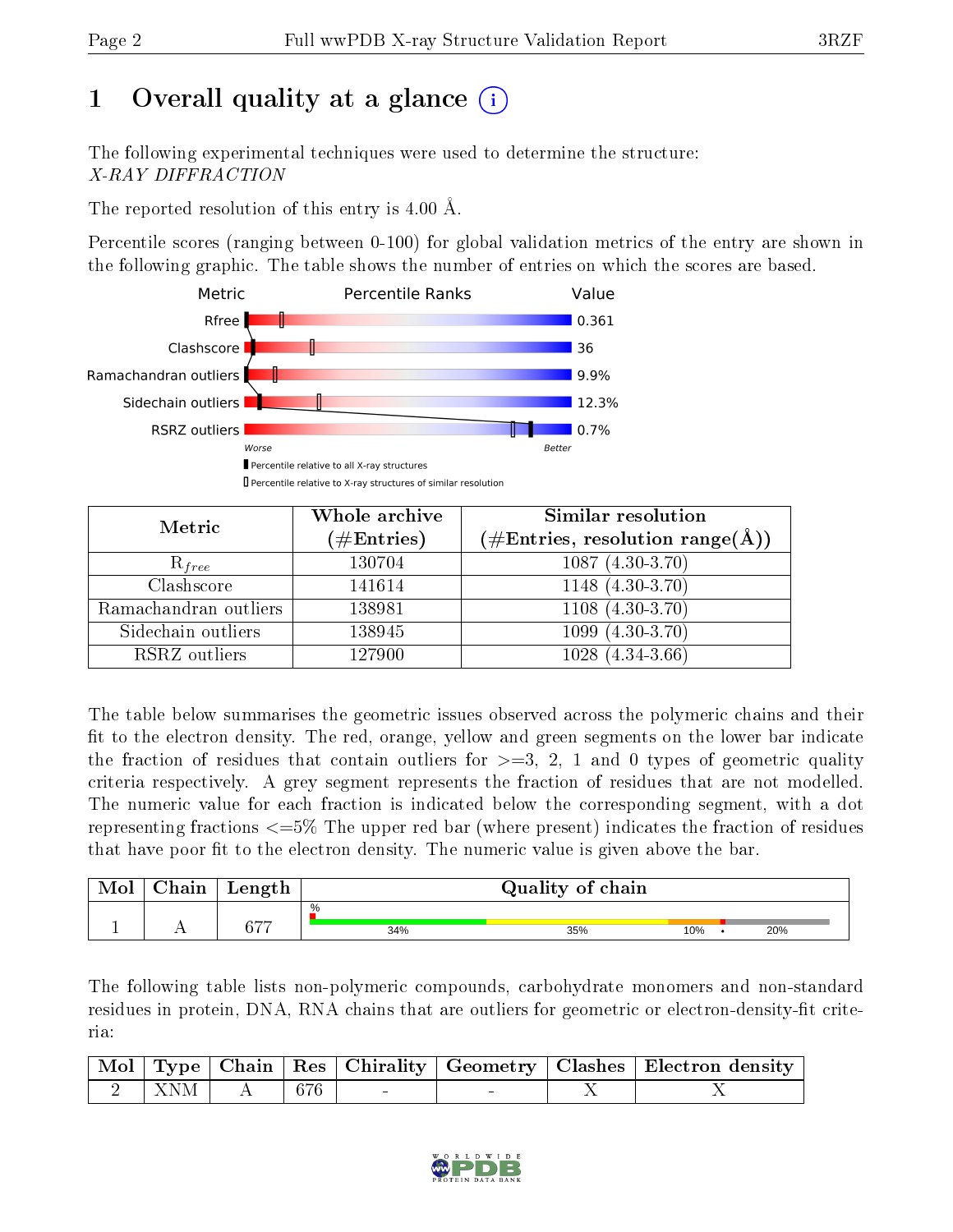# 1 Overall quality at a glance (i)

The following experimental techniques were used to determine the structure:
*X-RAY DIFFRACTION*

The reported resolution of this entry is 4.00 Å.

Percentile scores (ranging between 0-100) for global validation metrics of the entry are shown in the following graphic. The table shows the number of entries on which the scores are based.

| Metric | Value |
|---|---|
| Rfree | 0.361 |
| Clashscore | 36 |
| Ramachandran outliers | 9.9% |
| Sidechain outliers | 12.3% |
| RSRZ outliers | 0.7% |

Worse — Better

▮ Percentile relative to all X-ray structures
▯ Percentile relative to X-ray structures of similar resolution

| Metric | Whole archive (#Entries) | Similar resolution (#Entries, resolution range(Å)) |
|---|---|---|
| $R_{free}$ | 130704 | 1087 (4.30-3.70) |
| Clashscore | 141614 | 1148 (4.30-3.70) |
| Ramachandran outliers | 138981 | 1108 (4.30-3.70) |
| Sidechain outliers | 138945 | 1099 (4.30-3.70) |
| RSRZ outliers | 127900 | 1028 (4.34-3.66) |

The table below summarises the geometric issues observed across the polymeric chains and their fit to the electron density. The red, orange, yellow and green segments on the lower bar indicate the fraction of residues that contain outliers for >=3, 2, 1 and 0 types of geometric quality criteria respectively. A grey segment represents the fraction of residues that are not modelled. The numeric value for each fraction is indicated below the corresponding segment, with a dot representing fractions <=5% The upper red bar (where present) indicates the fraction of residues that have poor fit to the electron density. The numeric value is given above the bar.

| Mol | Chain | Length | Quality of chain |
|---|---|---|---|
| 1 | A | 677 | 34% / 35% / 10% / • / 20% |

The following table lists non-polymeric compounds, carbohydrate monomers and non-standard residues in protein, DNA, RNA chains that are outliers for geometric or electron-density-fit criteria:

| Mol | Type | Chain | Res | Chirality | Geometry | Clashes | Electron density |
|---|---|---|---|---|---|---|---|
| 2 | XNM | A | 676 | - | - | X | X |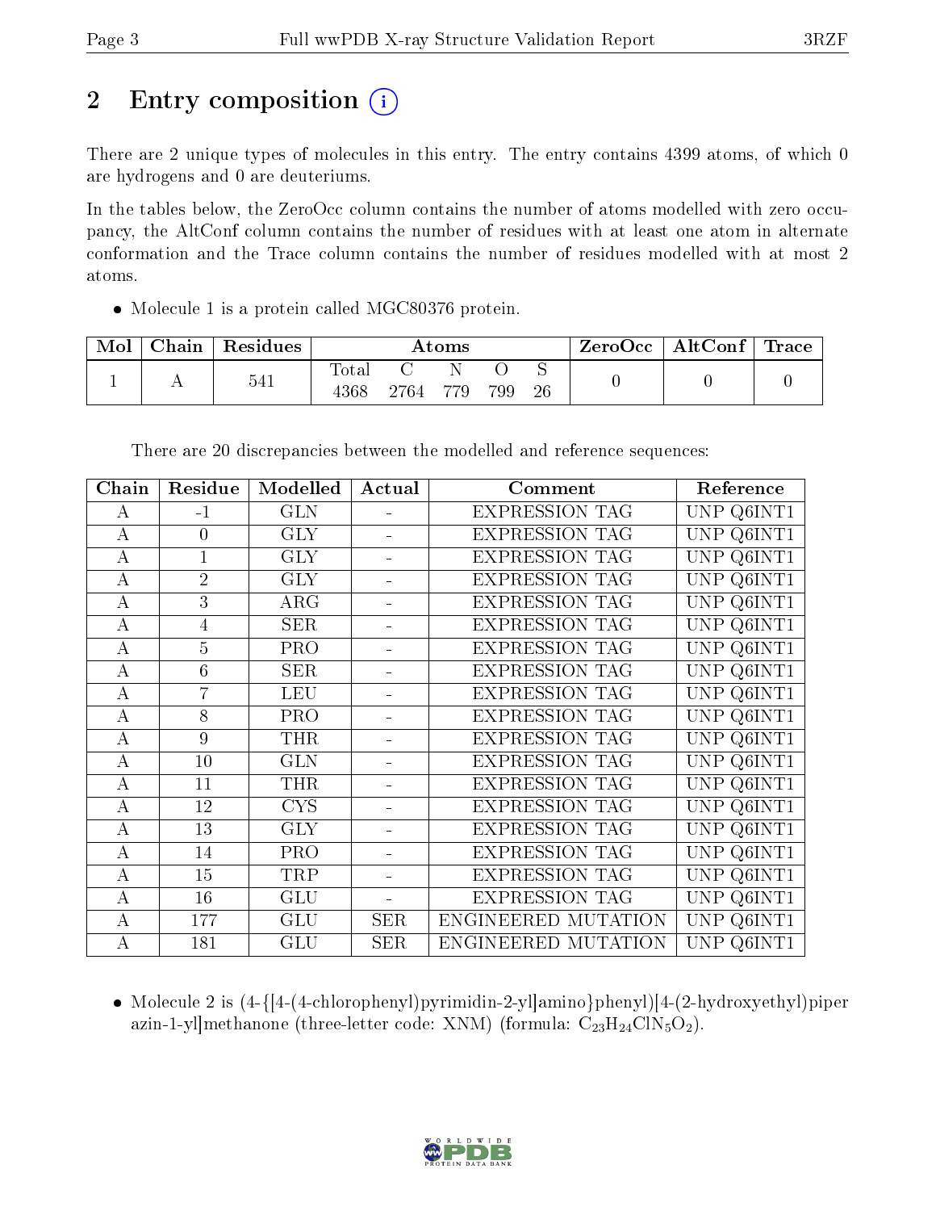# 2 Entry composition

There are 2 unique types of molecules in this entry. The entry contains 4399 atoms, of which 0 are hydrogens and 0 are deuteriums.

In the tables below, the ZeroOcc column contains the number of atoms modelled with zero occupancy, the AltConf column contains the number of residues with at least one atom in alternate conformation and the Trace column contains the number of residues modelled with at most 2 atoms.

- Molecule 1 is a protein called MGC80376 protein.

| Mol | Chain | Residues | Atoms | | | | | ZeroOcc | AltConf | Trace |
|---|---|---|---|---|---|---|---|---|---|---|
| | | | Total | C | N | O | S | | | |
| 1 | A | 541 | 4368 | 2764 | 779 | 799 | 26 | 0 | 0 | 0 |

There are 20 discrepancies between the modelled and reference sequences:

| Chain | Residue | Modelled | Actual | Comment | Reference |
|---|---|---|---|---|---|
| A | -1 | GLN | - | EXPRESSION TAG | UNP Q6INT1 |
| A | 0 | GLY | - | EXPRESSION TAG | UNP Q6INT1 |
| A | 1 | GLY | - | EXPRESSION TAG | UNP Q6INT1 |
| A | 2 | GLY | - | EXPRESSION TAG | UNP Q6INT1 |
| A | 3 | ARG | - | EXPRESSION TAG | UNP Q6INT1 |
| A | 4 | SER | - | EXPRESSION TAG | UNP Q6INT1 |
| A | 5 | PRO | - | EXPRESSION TAG | UNP Q6INT1 |
| A | 6 | SER | - | EXPRESSION TAG | UNP Q6INT1 |
| A | 7 | LEU | - | EXPRESSION TAG | UNP Q6INT1 |
| A | 8 | PRO | - | EXPRESSION TAG | UNP Q6INT1 |
| A | 9 | THR | - | EXPRESSION TAG | UNP Q6INT1 |
| A | 10 | GLN | - | EXPRESSION TAG | UNP Q6INT1 |
| A | 11 | THR | - | EXPRESSION TAG | UNP Q6INT1 |
| A | 12 | CYS | - | EXPRESSION TAG | UNP Q6INT1 |
| A | 13 | GLY | - | EXPRESSION TAG | UNP Q6INT1 |
| A | 14 | PRO | - | EXPRESSION TAG | UNP Q6INT1 |
| A | 15 | TRP | - | EXPRESSION TAG | UNP Q6INT1 |
| A | 16 | GLU | - | EXPRESSION TAG | UNP Q6INT1 |
| A | 177 | GLU | SER | ENGINEERED MUTATION | UNP Q6INT1 |
| A | 181 | GLU | SER | ENGINEERED MUTATION | UNP Q6INT1 |

- Molecule 2 is (4-{[4-(4-chlorophenyl)pyrimidin-2-yl]amino}phenyl)[4-(2-hydroxyethyl)piperazin-1-yl]methanone (three-letter code: XNM) (formula: $C_{23}H_{24}ClN_5O_2$).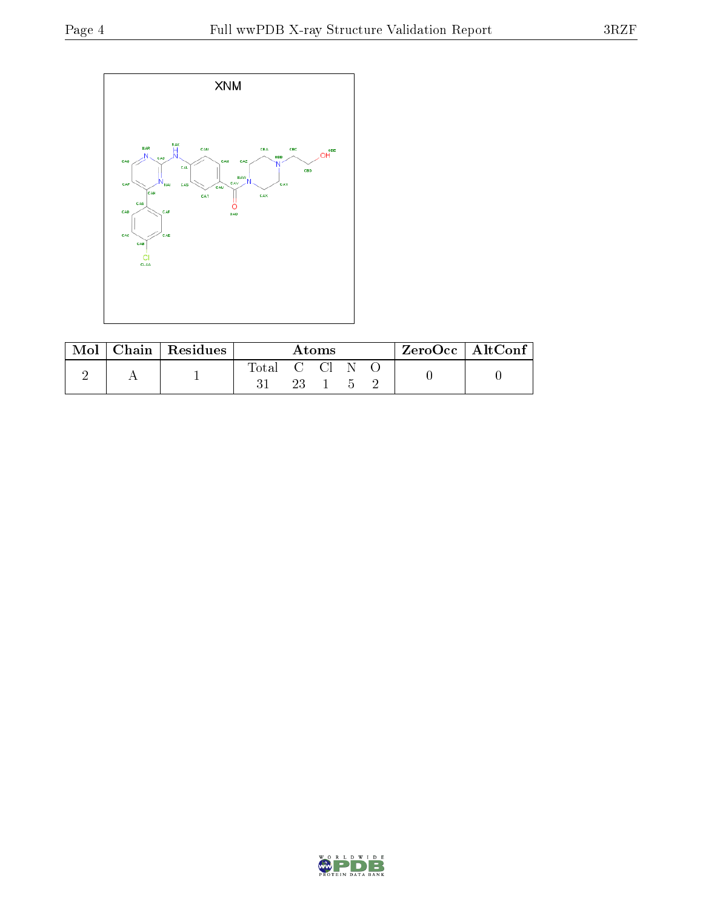XNM

| Mol | Chain | Residues | Atoms | | | | | ZeroOcc | AltConf |
|---|---|---|---|---|---|---|---|---|---|
| | | | Total | C | Cl | N | O | | |
| 2 | A | 1 | 31 | 23 | 1 | 5 | 2 | 0 | 0 |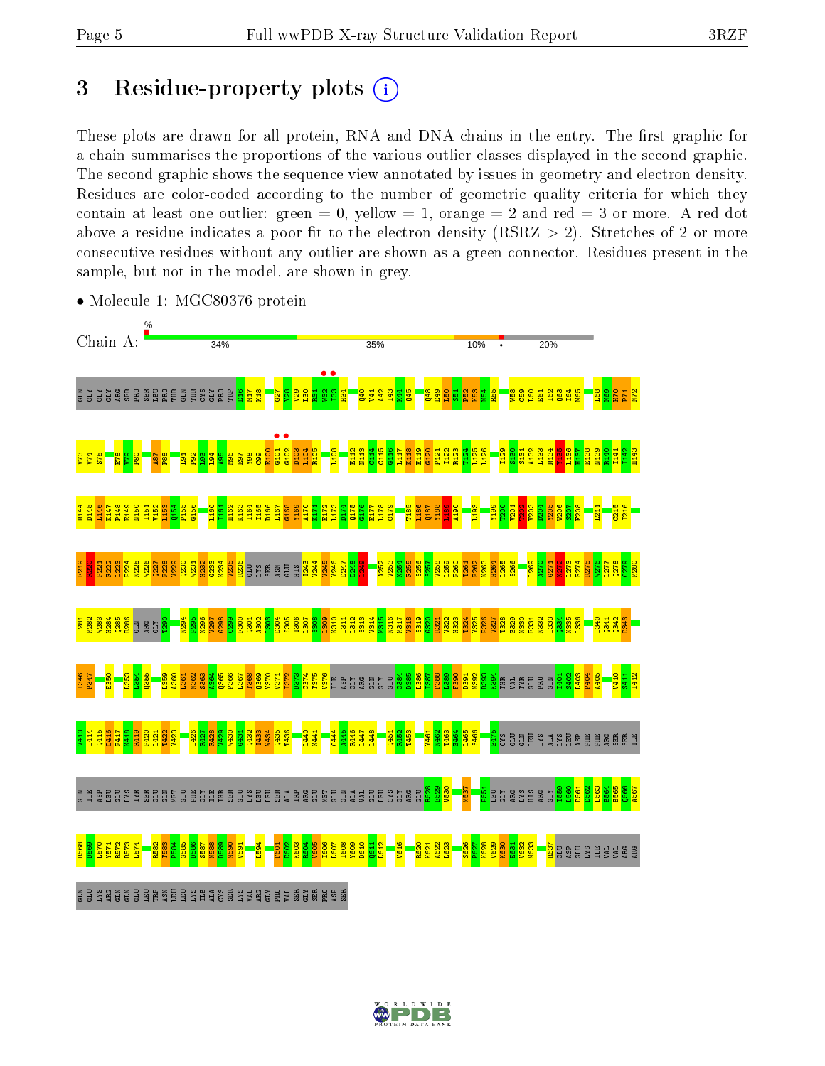# 3 Residue-property plots

These plots are drawn for all protein, RNA and DNA chains in the entry. The first graphic for a chain summarises the proportions of the various outlier classes displayed in the second graphic. The second graphic shows the sequence view annotated by issues in geometry and electron density. Residues are color-coded according to the number of geometric quality criteria for which they contain at least one outlier: green = 0, yellow = 1, orange = 2 and red = 3 or more. A red dot above a residue indicates a poor fit to the electron density (RSRZ > 2). Stretches of 2 or more consecutive residues without any outlier are shown as a green connector. Residues present in the sample, but not in the model, are shown in grey.

- Molecule 1: MGC80376 protein

Chain A: 34% | 35% | 10% | • | 20%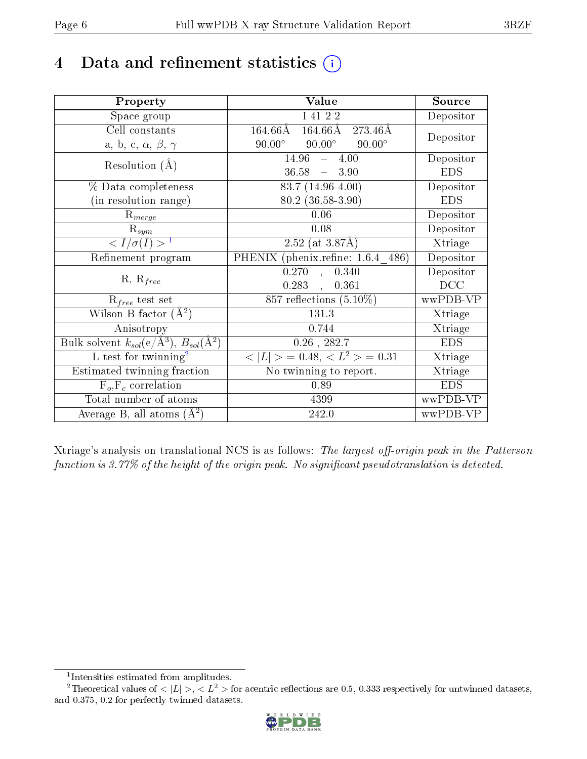# 4 Data and refinement statistics

| Property | Value | Source |
|---|---|---|
| Space group | I 41 2 2 | Depositor |
| Cell constants<br>a, b, c, $\alpha$, $\beta$, $\gamma$ | 164.66Å 164.66Å 273.46Å<br>90.00° 90.00° 90.00° | Depositor |
| Resolution (Å) | 14.96 – 4.00<br>36.58 – 3.90 | Depositor<br>EDS |
| % Data completeness<br>(in resolution range) | 83.7 (14.96-4.00)<br>80.2 (36.58-3.90) | Depositor<br>EDS |
| $R_{merge}$ | 0.06 | Depositor |
| $R_{sym}$ | 0.08 | Depositor |
| $< I/\sigma(I) >$ [1] | 2.52 (at 3.87Å) | Xtriage |
| Refinement program | PHENIX (phenix.refine: 1.6.4_486) | Depositor |
| R, $R_{free}$ | 0.270 , 0.340<br>0.283 , 0.361 | Depositor<br>DCC |
| $R_{free}$ test set | 857 reflections (5.10%) | wwPDB-VP |
| Wilson B-factor (Å$^2$) | 131.3 | Xtriage |
| Anisotropy | 0.744 | Xtriage |
| Bulk solvent $k_{sol}$(e/Å$^3$), $B_{sol}$(Å$^2$) | 0.26 , 282.7 | EDS |
| L-test for twinning[2] | $< \|L\| > = 0.48$, $< L^2 > = 0.31$ | Xtriage |
| Estimated twinning fraction | No twinning to report. | Xtriage |
| $F_o$,$F_c$ correlation | 0.89 | EDS |
| Total number of atoms | 4399 | wwPDB-VP |
| Average B, all atoms (Å$^2$) | 242.0 | wwPDB-VP |

Xtriage's analysis on translational NCS is as follows: *The largest off-origin peak in the Patterson function is 3.77% of the height of the origin peak. No significant pseudotranslation is detected.*

[1] Intensities estimated from amplitudes.

[2] Theoretical values of $< |L| >$, $< L^2 >$ for acentric reflections are 0.5, 0.333 respectively for untwinned datasets, and 0.375, 0.2 for perfectly twinned datasets.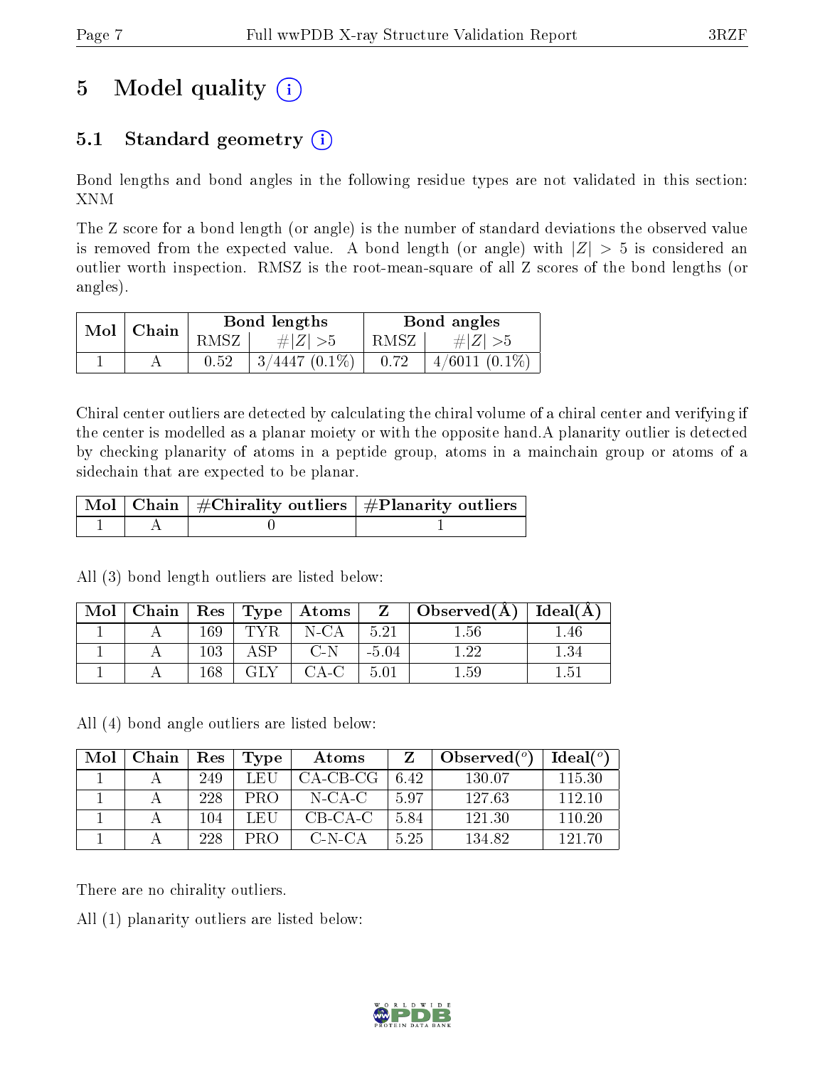# 5 Model quality

## 5.1 Standard geometry

Bond lengths and bond angles in the following residue types are not validated in this section: XNM

The Z score for a bond length (or angle) is the number of standard deviations the observed value is removed from the expected value. A bond length (or angle) with $|Z| > 5$ is considered an outlier worth inspection. RMSZ is the root-mean-square of all Z scores of the bond lengths (or angles).

| Mol | Chain | Bond lengths | | Bond angles | |
|---|---|---|---|---|---|
| | | RMSZ | #\|Z\| >5 | RMSZ | #\|Z\| >5 |
| 1 | A | 0.52 | 3/4447 (0.1%) | 0.72 | 4/6011 (0.1%) |

Chiral center outliers are detected by calculating the chiral volume of a chiral center and verifying if the center is modelled as a planar moiety or with the opposite hand.A planarity outlier is detected by checking planarity of atoms in a peptide group, atoms in a mainchain group or atoms of a sidechain that are expected to be planar.

| Mol | Chain | #Chirality outliers | #Planarity outliers |
|---|---|---|---|
| 1 | A | 0 | 1 |

All (3) bond length outliers are listed below:

| Mol | Chain | Res | Type | Atoms | Z | Observed(Å) | Ideal(Å) |
|---|---|---|---|---|---|---|---|
| 1 | A | 169 | TYR | N-CA | 5.21 | 1.56 | 1.46 |
| 1 | A | 103 | ASP | C-N | -5.04 | 1.22 | 1.34 |
| 1 | A | 168 | GLY | CA-C | 5.01 | 1.59 | 1.51 |

All (4) bond angle outliers are listed below:

| Mol | Chain | Res | Type | Atoms | Z | Observed(°) | Ideal(°) |
|---|---|---|---|---|---|---|---|
| 1 | A | 249 | LEU | CA-CB-CG | 6.42 | 130.07 | 115.30 |
| 1 | A | 228 | PRO | N-CA-C | 5.97 | 127.63 | 112.10 |
| 1 | A | 104 | LEU | CB-CA-C | 5.84 | 121.30 | 110.20 |
| 1 | A | 228 | PRO | C-N-CA | 5.25 | 134.82 | 121.70 |

There are no chirality outliers.

All (1) planarity outliers are listed below: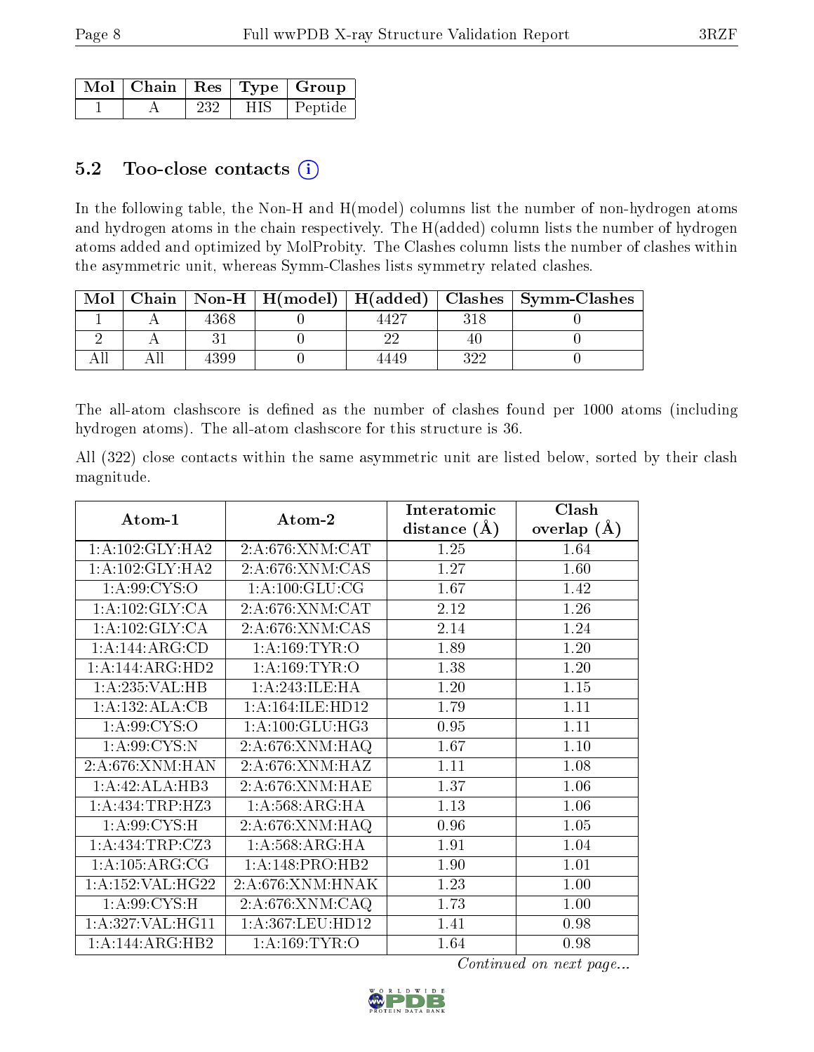| Mol | Chain | Res | Type | Group |
|---|---|---|---|---|
| 1 | A | 232 | HIS | Peptide |

## 5.2 Too-close contacts

In the following table, the Non-H and H(model) columns list the number of non-hydrogen atoms and hydrogen atoms in the chain respectively. The H(added) column lists the number of hydrogen atoms added and optimized by MolProbity. The Clashes column lists the number of clashes within the asymmetric unit, whereas Symm-Clashes lists symmetry related clashes.

| Mol | Chain | Non-H | H(model) | H(added) | Clashes | Symm-Clashes |
|---|---|---|---|---|---|---|
| 1 | A | 4368 | 0 | 4427 | 318 | 0 |
| 2 | A | 31 | 0 | 22 | 40 | 0 |
| All | All | 4399 | 0 | 4449 | 322 | 0 |

The all-atom clashscore is defined as the number of clashes found per 1000 atoms (including hydrogen atoms). The all-atom clashscore for this structure is 36.

All (322) close contacts within the same asymmetric unit are listed below, sorted by their clash magnitude.

| Atom-1 | Atom-2 | Interatomic distance (Å) | Clash overlap (Å) |
|---|---|---|---|
| 1:A:102:GLY:HA2 | 2:A:676:XNM:CAT | 1.25 | 1.64 |
| 1:A:102:GLY:HA2 | 2:A:676:XNM:CAS | 1.27 | 1.60 |
| 1:A:99:CYS:O | 1:A:100:GLU:CG | 1.67 | 1.42 |
| 1:A:102:GLY:CA | 2:A:676:XNM:CAT | 2.12 | 1.26 |
| 1:A:102:GLY:CA | 2:A:676:XNM:CAS | 2.14 | 1.24 |
| 1:A:144:ARG:CD | 1:A:169:TYR:O | 1.89 | 1.20 |
| 1:A:144:ARG:HD2 | 1:A:169:TYR:O | 1.38 | 1.20 |
| 1:A:235:VAL:HB | 1:A:243:ILE:HA | 1.20 | 1.15 |
| 1:A:132:ALA:CB | 1:A:164:ILE:HD12 | 1.79 | 1.11 |
| 1:A:99:CYS:O | 1:A:100:GLU:HG3 | 0.95 | 1.11 |
| 1:A:99:CYS:N | 2:A:676:XNM:HAQ | 1.67 | 1.10 |
| 2:A:676:XNM:HAN | 2:A:676:XNM:HAZ | 1.11 | 1.08 |
| 1:A:42:ALA:HB3 | 2:A:676:XNM:HAE | 1.37 | 1.06 |
| 1:A:434:TRP:HZ3 | 1:A:568:ARG:HA | 1.13 | 1.06 |
| 1:A:99:CYS:H | 2:A:676:XNM:HAQ | 0.96 | 1.05 |
| 1:A:434:TRP:CZ3 | 1:A:568:ARG:HA | 1.91 | 1.04 |
| 1:A:105:ARG:CG | 1:A:148:PRO:HB2 | 1.90 | 1.01 |
| 1:A:152:VAL:HG22 | 2:A:676:XNM:HNAK | 1.23 | 1.00 |
| 1:A:99:CYS:H | 2:A:676:XNM:CAQ | 1.73 | 1.00 |
| 1:A:327:VAL:HG11 | 1:A:367:LEU:HD12 | 1.41 | 0.98 |
| 1:A:144:ARG:HB2 | 1:A:169:TYR:O | 1.64 | 0.98 |

*Continued on next page...*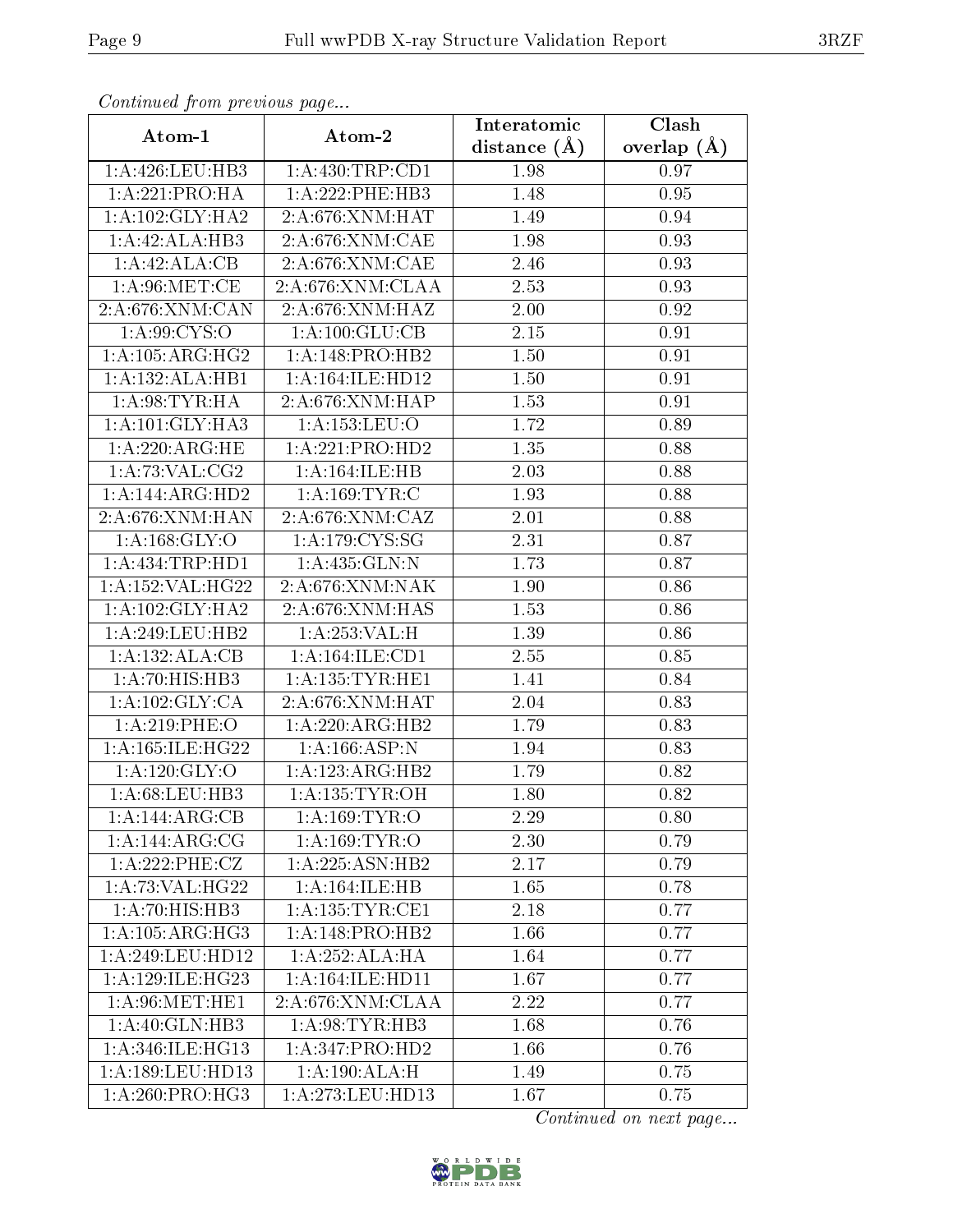*Continued from previous page...*

| Atom-1 | Atom-2 | Interatomic distance (Å) | Clash overlap (Å) |
|---|---|---|---|
| 1:A:426:LEU:HB3 | 1:A:430:TRP:CD1 | 1.98 | 0.97 |
| 1:A:221:PRO:HA | 1:A:222:PHE:HB3 | 1.48 | 0.95 |
| 1:A:102:GLY:HA2 | 2:A:676:XNM:HAT | 1.49 | 0.94 |
| 1:A:42:ALA:HB3 | 2:A:676:XNM:CAE | 1.98 | 0.93 |
| 1:A:42:ALA:CB | 2:A:676:XNM:CAE | 2.46 | 0.93 |
| 1:A:96:MET:CE | 2:A:676:XNM:CLAA | 2.53 | 0.93 |
| 2:A:676:XNM:CAN | 2:A:676:XNM:HAZ | 2.00 | 0.92 |
| 1:A:99:CYS:O | 1:A:100:GLU:CB | 2.15 | 0.91 |
| 1:A:105:ARG:HG2 | 1:A:148:PRO:HB2 | 1.50 | 0.91 |
| 1:A:132:ALA:HB1 | 1:A:164:ILE:HD12 | 1.50 | 0.91 |
| 1:A:98:TYR:HA | 2:A:676:XNM:HAP | 1.53 | 0.91 |
| 1:A:101:GLY:HA3 | 1:A:153:LEU:O | 1.72 | 0.89 |
| 1:A:220:ARG:HE | 1:A:221:PRO:HD2 | 1.35 | 0.88 |
| 1:A:73:VAL:CG2 | 1:A:164:ILE:HB | 2.03 | 0.88 |
| 1:A:144:ARG:HD2 | 1:A:169:TYR:C | 1.93 | 0.88 |
| 2:A:676:XNM:HAN | 2:A:676:XNM:CAZ | 2.01 | 0.88 |
| 1:A:168:GLY:O | 1:A:179:CYS:SG | 2.31 | 0.87 |
| 1:A:434:TRP:HD1 | 1:A:435:GLN:N | 1.73 | 0.87 |
| 1:A:152:VAL:HG22 | 2:A:676:XNM:NAK | 1.90 | 0.86 |
| 1:A:102:GLY:HA2 | 2:A:676:XNM:HAS | 1.53 | 0.86 |
| 1:A:249:LEU:HB2 | 1:A:253:VAL:H | 1.39 | 0.86 |
| 1:A:132:ALA:CB | 1:A:164:ILE:CD1 | 2.55 | 0.85 |
| 1:A:70:HIS:HB3 | 1:A:135:TYR:HE1 | 1.41 | 0.84 |
| 1:A:102:GLY:CA | 2:A:676:XNM:HAT | 2.04 | 0.83 |
| 1:A:219:PHE:O | 1:A:220:ARG:HB2 | 1.79 | 0.83 |
| 1:A:165:ILE:HG22 | 1:A:166:ASP:N | 1.94 | 0.83 |
| 1:A:120:GLY:O | 1:A:123:ARG:HB2 | 1.79 | 0.82 |
| 1:A:68:LEU:HB3 | 1:A:135:TYR:OH | 1.80 | 0.82 |
| 1:A:144:ARG:CB | 1:A:169:TYR:O | 2.29 | 0.80 |
| 1:A:144:ARG:CG | 1:A:169:TYR:O | 2.30 | 0.79 |
| 1:A:222:PHE:CZ | 1:A:225:ASN:HB2 | 2.17 | 0.79 |
| 1:A:73:VAL:HG22 | 1:A:164:ILE:HB | 1.65 | 0.78 |
| 1:A:70:HIS:HB3 | 1:A:135:TYR:CE1 | 2.18 | 0.77 |
| 1:A:105:ARG:HG3 | 1:A:148:PRO:HB2 | 1.66 | 0.77 |
| 1:A:249:LEU:HD12 | 1:A:252:ALA:HA | 1.64 | 0.77 |
| 1:A:129:ILE:HG23 | 1:A:164:ILE:HD11 | 1.67 | 0.77 |
| 1:A:96:MET:HE1 | 2:A:676:XNM:CLAA | 2.22 | 0.77 |
| 1:A:40:GLN:HB3 | 1:A:98:TYR:HB3 | 1.68 | 0.76 |
| 1:A:346:ILE:HG13 | 1:A:347:PRO:HD2 | 1.66 | 0.76 |
| 1:A:189:LEU:HD13 | 1:A:190:ALA:H | 1.49 | 0.75 |
| 1:A:260:PRO:HG3 | 1:A:273:LEU:HD13 | 1.67 | 0.75 |

*Continued on next page...*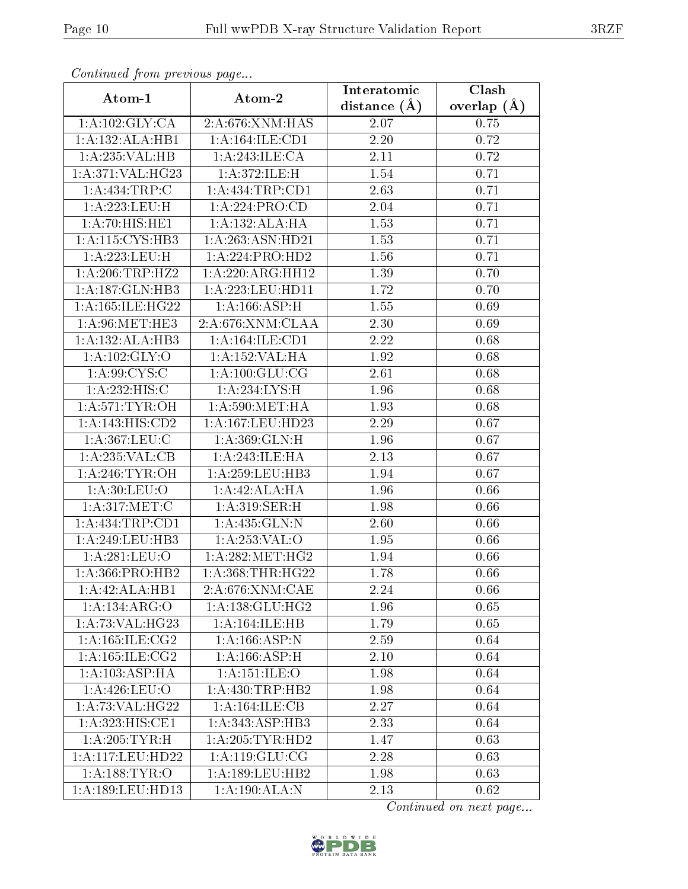*Continued from previous page...*

| Atom-1 | Atom-2 | Interatomic distance (Å) | Clash overlap (Å) |
|---|---|---|---|
| 1:A:102:GLY:CA | 2:A:676:XNM:HAS | 2.07 | 0.75 |
| 1:A:132:ALA:HB1 | 1:A:164:ILE:CD1 | 2.20 | 0.72 |
| 1:A:235:VAL:HB | 1:A:243:ILE:CA | 2.11 | 0.72 |
| 1:A:371:VAL:HG23 | 1:A:372:ILE:H | 1.54 | 0.71 |
| 1:A:434:TRP:C | 1:A:434:TRP:CD1 | 2.63 | 0.71 |
| 1:A:223:LEU:H | 1:A:224:PRO:CD | 2.04 | 0.71 |
| 1:A:70:HIS:HE1 | 1:A:132:ALA:HA | 1.53 | 0.71 |
| 1:A:115:CYS:HB3 | 1:A:263:ASN:HD21 | 1.53 | 0.71 |
| 1:A:223:LEU:H | 1:A:224:PRO:HD2 | 1.56 | 0.71 |
| 1:A:206:TRP:HZ2 | 1:A:220:ARG:HH12 | 1.39 | 0.70 |
| 1:A:187:GLN:HB3 | 1:A:223:LEU:HD11 | 1.72 | 0.70 |
| 1:A:165:ILE:HG22 | 1:A:166:ASP:H | 1.55 | 0.69 |
| 1:A:96:MET:HE3 | 2:A:676:XNM:CLAA | 2.30 | 0.69 |
| 1:A:132:ALA:HB3 | 1:A:164:ILE:CD1 | 2.22 | 0.68 |
| 1:A:102:GLY:O | 1:A:152:VAL:HA | 1.92 | 0.68 |
| 1:A:99:CYS:C | 1:A:100:GLU:CG | 2.61 | 0.68 |
| 1:A:232:HIS:C | 1:A:234:LYS:H | 1.96 | 0.68 |
| 1:A:571:TYR:OH | 1:A:590:MET:HA | 1.93 | 0.68 |
| 1:A:143:HIS:CD2 | 1:A:167:LEU:HD23 | 2.29 | 0.67 |
| 1:A:367:LEU:C | 1:A:369:GLN:H | 1.96 | 0.67 |
| 1:A:235:VAL:CB | 1:A:243:ILE:HA | 2.13 | 0.67 |
| 1:A:246:TYR:OH | 1:A:259:LEU:HB3 | 1.94 | 0.67 |
| 1:A:30:LEU:O | 1:A:42:ALA:HA | 1.96 | 0.66 |
| 1:A:317:MET:C | 1:A:319:SER:H | 1.98 | 0.66 |
| 1:A:434:TRP:CD1 | 1:A:435:GLN:N | 2.60 | 0.66 |
| 1:A:249:LEU:HB3 | 1:A:253:VAL:O | 1.95 | 0.66 |
| 1:A:281:LEU:O | 1:A:282:MET:HG2 | 1.94 | 0.66 |
| 1:A:366:PRO:HB2 | 1:A:368:THR:HG22 | 1.78 | 0.66 |
| 1:A:42:ALA:HB1 | 2:A:676:XNM:CAE | 2.24 | 0.66 |
| 1:A:134:ARG:O | 1:A:138:GLU:HG2 | 1.96 | 0.65 |
| 1:A:73:VAL:HG23 | 1:A:164:ILE:HB | 1.79 | 0.65 |
| 1:A:165:ILE:CG2 | 1:A:166:ASP:N | 2.59 | 0.64 |
| 1:A:165:ILE:CG2 | 1:A:166:ASP:H | 2.10 | 0.64 |
| 1:A:103:ASP:HA | 1:A:151:ILE:O | 1.98 | 0.64 |
| 1:A:426:LEU:O | 1:A:430:TRP:HB2 | 1.98 | 0.64 |
| 1:A:73:VAL:HG22 | 1:A:164:ILE:CB | 2.27 | 0.64 |
| 1:A:323:HIS:CE1 | 1:A:343:ASP:HB3 | 2.33 | 0.64 |
| 1:A:205:TYR:H | 1:A:205:TYR:HD2 | 1.47 | 0.63 |
| 1:A:117:LEU:HD22 | 1:A:119:GLU:CG | 2.28 | 0.63 |
| 1:A:188:TYR:O | 1:A:189:LEU:HB2 | 1.98 | 0.63 |
| 1:A:189:LEU:HD13 | 1:A:190:ALA:N | 2.13 | 0.62 |

*Continued on next page...*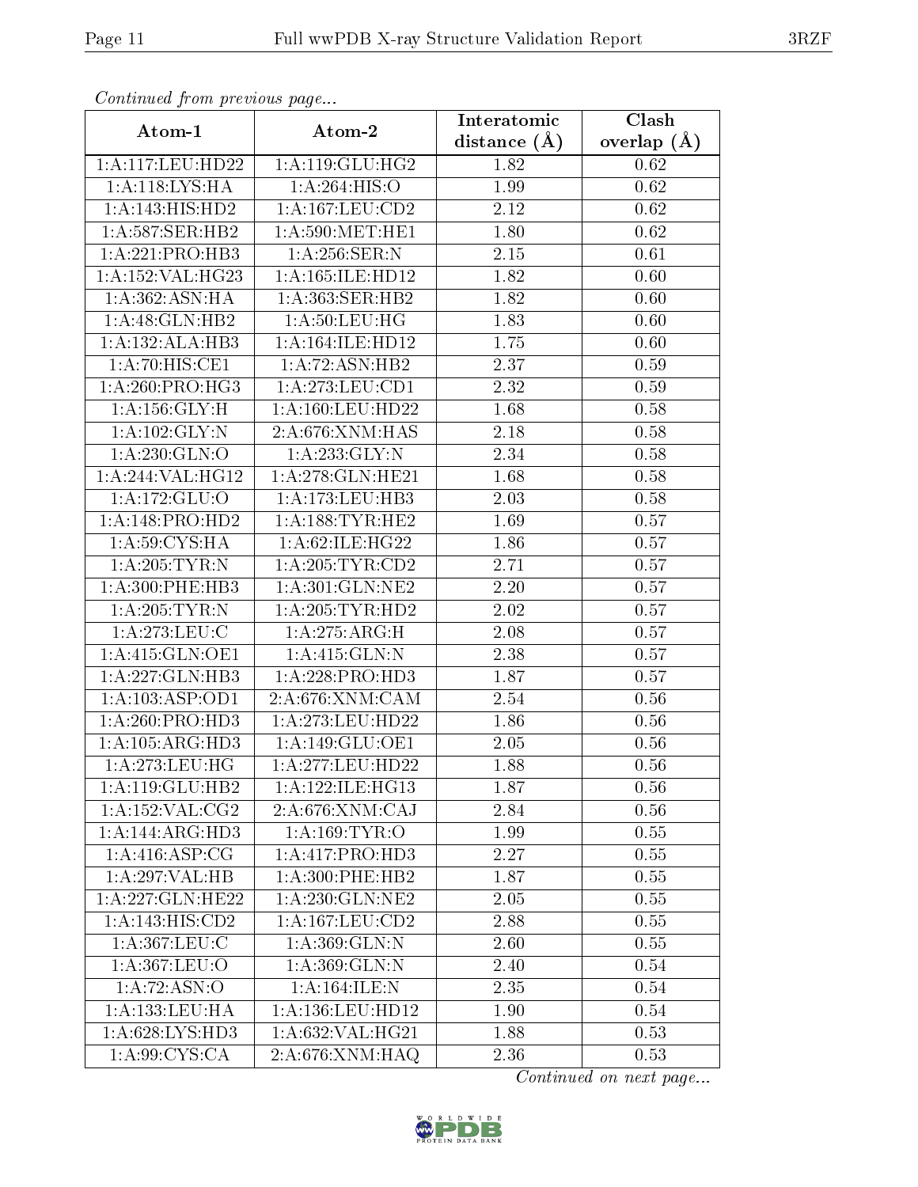*Continued from previous page...*

| Atom-1 | Atom-2 | Interatomic distance (Å) | Clash overlap (Å) |
|---|---|---|---|
| 1:A:117:LEU:HD22 | 1:A:119:GLU:HG2 | 1.82 | 0.62 |
| 1:A:118:LYS:HA | 1:A:264:HIS:O | 1.99 | 0.62 |
| 1:A:143:HIS:HD2 | 1:A:167:LEU:CD2 | 2.12 | 0.62 |
| 1:A:587:SER:HB2 | 1:A:590:MET:HE1 | 1.80 | 0.62 |
| 1:A:221:PRO:HB3 | 1:A:256:SER:N | 2.15 | 0.61 |
| 1:A:152:VAL:HG23 | 1:A:165:ILE:HD12 | 1.82 | 0.60 |
| 1:A:362:ASN:HA | 1:A:363:SER:HB2 | 1.82 | 0.60 |
| 1:A:48:GLN:HB2 | 1:A:50:LEU:HG | 1.83 | 0.60 |
| 1:A:132:ALA:HB3 | 1:A:164:ILE:HD12 | 1.75 | 0.60 |
| 1:A:70:HIS:CE1 | 1:A:72:ASN:HB2 | 2.37 | 0.59 |
| 1:A:260:PRO:HG3 | 1:A:273:LEU:CD1 | 2.32 | 0.59 |
| 1:A:156:GLY:H | 1:A:160:LEU:HD22 | 1.68 | 0.58 |
| 1:A:102:GLY:N | 2:A:676:XNM:HAS | 2.18 | 0.58 |
| 1:A:230:GLN:O | 1:A:233:GLY:N | 2.34 | 0.58 |
| 1:A:244:VAL:HG12 | 1:A:278:GLN:HE21 | 1.68 | 0.58 |
| 1:A:172:GLU:O | 1:A:173:LEU:HB3 | 2.03 | 0.58 |
| 1:A:148:PRO:HD2 | 1:A:188:TYR:HE2 | 1.69 | 0.57 |
| 1:A:59:CYS:HA | 1:A:62:ILE:HG22 | 1.86 | 0.57 |
| 1:A:205:TYR:N | 1:A:205:TYR:CD2 | 2.71 | 0.57 |
| 1:A:300:PHE:HB3 | 1:A:301:GLN:NE2 | 2.20 | 0.57 |
| 1:A:205:TYR:N | 1:A:205:TYR:HD2 | 2.02 | 0.57 |
| 1:A:273:LEU:C | 1:A:275:ARG:H | 2.08 | 0.57 |
| 1:A:415:GLN:OE1 | 1:A:415:GLN:N | 2.38 | 0.57 |
| 1:A:227:GLN:HB3 | 1:A:228:PRO:HD3 | 1.87 | 0.57 |
| 1:A:103:ASP:OD1 | 2:A:676:XNM:CAM | 2.54 | 0.56 |
| 1:A:260:PRO:HD3 | 1:A:273:LEU:HD22 | 1.86 | 0.56 |
| 1:A:105:ARG:HD3 | 1:A:149:GLU:OE1 | 2.05 | 0.56 |
| 1:A:273:LEU:HG | 1:A:277:LEU:HD22 | 1.88 | 0.56 |
| 1:A:119:GLU:HB2 | 1:A:122:ILE:HG13 | 1.87 | 0.56 |
| 1:A:152:VAL:CG2 | 2:A:676:XNM:CAJ | 2.84 | 0.56 |
| 1:A:144:ARG:HD3 | 1:A:169:TYR:O | 1.99 | 0.55 |
| 1:A:416:ASP:CG | 1:A:417:PRO:HD3 | 2.27 | 0.55 |
| 1:A:297:VAL:HB | 1:A:300:PHE:HB2 | 1.87 | 0.55 |
| 1:A:227:GLN:HE22 | 1:A:230:GLN:NE2 | 2.05 | 0.55 |
| 1:A:143:HIS:CD2 | 1:A:167:LEU:CD2 | 2.88 | 0.55 |
| 1:A:367:LEU:C | 1:A:369:GLN:N | 2.60 | 0.55 |
| 1:A:367:LEU:O | 1:A:369:GLN:N | 2.40 | 0.54 |
| 1:A:72:ASN:O | 1:A:164:ILE:N | 2.35 | 0.54 |
| 1:A:133:LEU:HA | 1:A:136:LEU:HD12 | 1.90 | 0.54 |
| 1:A:628:LYS:HD3 | 1:A:632:VAL:HG21 | 1.88 | 0.53 |
| 1:A:99:CYS:CA | 2:A:676:XNM:HAQ | 2.36 | 0.53 |

*Continued on next page...*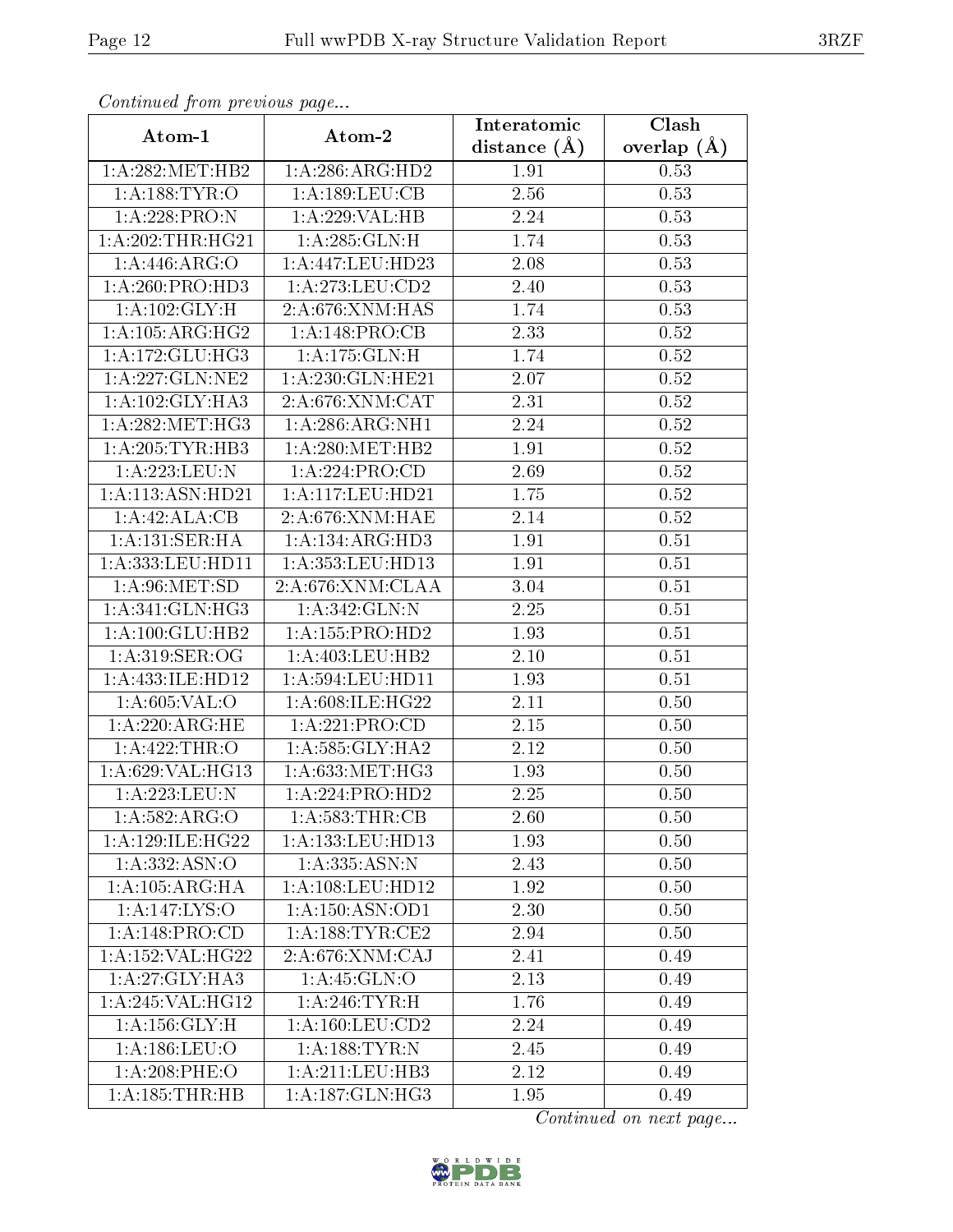*Continued from previous page...*

| Atom-1 | Atom-2 | Interatomic distance (Å) | Clash overlap (Å) |
|---|---|---|---|
| 1:A:282:MET:HB2 | 1:A:286:ARG:HD2 | 1.91 | 0.53 |
| 1:A:188:TYR:O | 1:A:189:LEU:CB | 2.56 | 0.53 |
| 1:A:228:PRO:N | 1:A:229:VAL:HB | 2.24 | 0.53 |
| 1:A:202:THR:HG21 | 1:A:285:GLN:H | 1.74 | 0.53 |
| 1:A:446:ARG:O | 1:A:447:LEU:HD23 | 2.08 | 0.53 |
| 1:A:260:PRO:HD3 | 1:A:273:LEU:CD2 | 2.40 | 0.53 |
| 1:A:102:GLY:H | 2:A:676:XNM:HAS | 1.74 | 0.53 |
| 1:A:105:ARG:HG2 | 1:A:148:PRO:CB | 2.33 | 0.52 |
| 1:A:172:GLU:HG3 | 1:A:175:GLN:H | 1.74 | 0.52 |
| 1:A:227:GLN:NE2 | 1:A:230:GLN:HE21 | 2.07 | 0.52 |
| 1:A:102:GLY:HA3 | 2:A:676:XNM:CAT | 2.31 | 0.52 |
| 1:A:282:MET:HG3 | 1:A:286:ARG:NH1 | 2.24 | 0.52 |
| 1:A:205:TYR:HB3 | 1:A:280:MET:HB2 | 1.91 | 0.52 |
| 1:A:223:LEU:N | 1:A:224:PRO:CD | 2.69 | 0.52 |
| 1:A:113:ASN:HD21 | 1:A:117:LEU:HD21 | 1.75 | 0.52 |
| 1:A:42:ALA:CB | 2:A:676:XNM:HAE | 2.14 | 0.52 |
| 1:A:131:SER:HA | 1:A:134:ARG:HD3 | 1.91 | 0.51 |
| 1:A:333:LEU:HD11 | 1:A:353:LEU:HD13 | 1.91 | 0.51 |
| 1:A:96:MET:SD | 2:A:676:XNM:CLAA | 3.04 | 0.51 |
| 1:A:341:GLN:HG3 | 1:A:342:GLN:N | 2.25 | 0.51 |
| 1:A:100:GLU:HB2 | 1:A:155:PRO:HD2 | 1.93 | 0.51 |
| 1:A:319:SER:OG | 1:A:403:LEU:HB2 | 2.10 | 0.51 |
| 1:A:433:ILE:HD12 | 1:A:594:LEU:HD11 | 1.93 | 0.51 |
| 1:A:605:VAL:O | 1:A:608:ILE:HG22 | 2.11 | 0.50 |
| 1:A:220:ARG:HE | 1:A:221:PRO:CD | 2.15 | 0.50 |
| 1:A:422:THR:O | 1:A:585:GLY:HA2 | 2.12 | 0.50 |
| 1:A:629:VAL:HG13 | 1:A:633:MET:HG3 | 1.93 | 0.50 |
| 1:A:223:LEU:N | 1:A:224:PRO:HD2 | 2.25 | 0.50 |
| 1:A:582:ARG:O | 1:A:583:THR:CB | 2.60 | 0.50 |
| 1:A:129:ILE:HG22 | 1:A:133:LEU:HD13 | 1.93 | 0.50 |
| 1:A:332:ASN:O | 1:A:335:ASN:N | 2.43 | 0.50 |
| 1:A:105:ARG:HA | 1:A:108:LEU:HD12 | 1.92 | 0.50 |
| 1:A:147:LYS:O | 1:A:150:ASN:OD1 | 2.30 | 0.50 |
| 1:A:148:PRO:CD | 1:A:188:TYR:CE2 | 2.94 | 0.50 |
| 1:A:152:VAL:HG22 | 2:A:676:XNM:CAJ | 2.41 | 0.49 |
| 1:A:27:GLY:HA3 | 1:A:45:GLN:O | 2.13 | 0.49 |
| 1:A:245:VAL:HG12 | 1:A:246:TYR:H | 1.76 | 0.49 |
| 1:A:156:GLY:H | 1:A:160:LEU:CD2 | 2.24 | 0.49 |
| 1:A:186:LEU:O | 1:A:188:TYR:N | 2.45 | 0.49 |
| 1:A:208:PHE:O | 1:A:211:LEU:HB3 | 2.12 | 0.49 |
| 1:A:185:THR:HB | 1:A:187:GLN:HG3 | 1.95 | 0.49 |

*Continued on next page...*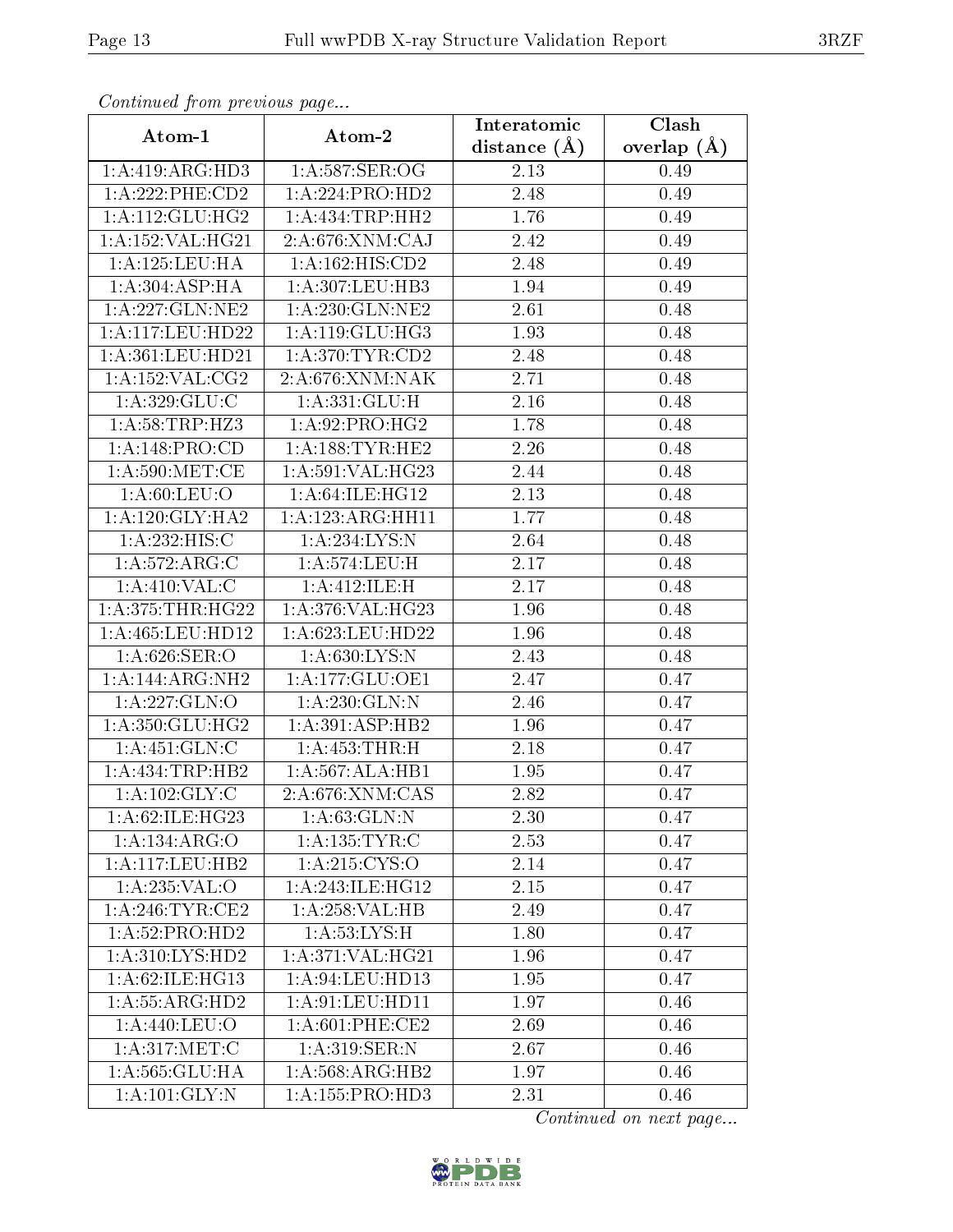*Continued from previous page...*

| Atom-1 | Atom-2 | Interatomic distance (Å) | Clash overlap (Å) |
|---|---|---|---|
| 1:A:419:ARG:HD3 | 1:A:587:SER:OG | 2.13 | 0.49 |
| 1:A:222:PHE:CD2 | 1:A:224:PRO:HD2 | 2.48 | 0.49 |
| 1:A:112:GLU:HG2 | 1:A:434:TRP:HH2 | 1.76 | 0.49 |
| 1:A:152:VAL:HG21 | 2:A:676:XNM:CAJ | 2.42 | 0.49 |
| 1:A:125:LEU:HA | 1:A:162:HIS:CD2 | 2.48 | 0.49 |
| 1:A:304:ASP:HA | 1:A:307:LEU:HB3 | 1.94 | 0.49 |
| 1:A:227:GLN:NE2 | 1:A:230:GLN:NE2 | 2.61 | 0.48 |
| 1:A:117:LEU:HD22 | 1:A:119:GLU:HG3 | 1.93 | 0.48 |
| 1:A:361:LEU:HD21 | 1:A:370:TYR:CD2 | 2.48 | 0.48 |
| 1:A:152:VAL:CG2 | 2:A:676:XNM:NAK | 2.71 | 0.48 |
| 1:A:329:GLU:C | 1:A:331:GLU:H | 2.16 | 0.48 |
| 1:A:58:TRP:HZ3 | 1:A:92:PRO:HG2 | 1.78 | 0.48 |
| 1:A:148:PRO:CD | 1:A:188:TYR:HE2 | 2.26 | 0.48 |
| 1:A:590:MET:CE | 1:A:591:VAL:HG23 | 2.44 | 0.48 |
| 1:A:60:LEU:O | 1:A:64:ILE:HG12 | 2.13 | 0.48 |
| 1:A:120:GLY:HA2 | 1:A:123:ARG:HH11 | 1.77 | 0.48 |
| 1:A:232:HIS:C | 1:A:234:LYS:N | 2.64 | 0.48 |
| 1:A:572:ARG:C | 1:A:574:LEU:H | 2.17 | 0.48 |
| 1:A:410:VAL:C | 1:A:412:ILE:H | 2.17 | 0.48 |
| 1:A:375:THR:HG22 | 1:A:376:VAL:HG23 | 1.96 | 0.48 |
| 1:A:465:LEU:HD12 | 1:A:623:LEU:HD22 | 1.96 | 0.48 |
| 1:A:626:SER:O | 1:A:630:LYS:N | 2.43 | 0.48 |
| 1:A:144:ARG:NH2 | 1:A:177:GLU:OE1 | 2.47 | 0.47 |
| 1:A:227:GLN:O | 1:A:230:GLN:N | 2.46 | 0.47 |
| 1:A:350:GLU:HG2 | 1:A:391:ASP:HB2 | 1.96 | 0.47 |
| 1:A:451:GLN:C | 1:A:453:THR:H | 2.18 | 0.47 |
| 1:A:434:TRP:HB2 | 1:A:567:ALA:HB1 | 1.95 | 0.47 |
| 1:A:102:GLY:C | 2:A:676:XNM:CAS | 2.82 | 0.47 |
| 1:A:62:ILE:HG23 | 1:A:63:GLN:N | 2.30 | 0.47 |
| 1:A:134:ARG:O | 1:A:135:TYR:C | 2.53 | 0.47 |
| 1:A:117:LEU:HB2 | 1:A:215:CYS:O | 2.14 | 0.47 |
| 1:A:235:VAL:O | 1:A:243:ILE:HG12 | 2.15 | 0.47 |
| 1:A:246:TYR:CE2 | 1:A:258:VAL:HB | 2.49 | 0.47 |
| 1:A:52:PRO:HD2 | 1:A:53:LYS:H | 1.80 | 0.47 |
| 1:A:310:LYS:HD2 | 1:A:371:VAL:HG21 | 1.96 | 0.47 |
| 1:A:62:ILE:HG13 | 1:A:94:LEU:HD13 | 1.95 | 0.47 |
| 1:A:55:ARG:HD2 | 1:A:91:LEU:HD11 | 1.97 | 0.46 |
| 1:A:440:LEU:O | 1:A:601:PHE:CE2 | 2.69 | 0.46 |
| 1:A:317:MET:C | 1:A:319:SER:N | 2.67 | 0.46 |
| 1:A:565:GLU:HA | 1:A:568:ARG:HB2 | 1.97 | 0.46 |
| 1:A:101:GLY:N | 1:A:155:PRO:HD3 | 2.31 | 0.46 |

*Continued on next page...*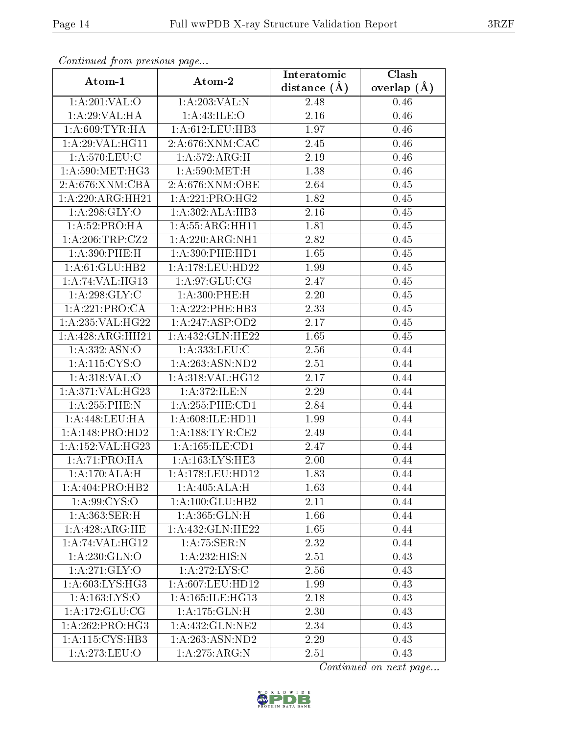*Continued from previous page...*

| Atom-1 | Atom-2 | Interatomic distance (Å) | Clash overlap (Å) |
|---|---|---|---|
| 1:A:201:VAL:O | 1:A:203:VAL:N | 2.48 | 0.46 |
| 1:A:29:VAL:HA | 1:A:43:ILE:O | 2.16 | 0.46 |
| 1:A:609:TYR:HA | 1:A:612:LEU:HB3 | 1.97 | 0.46 |
| 1:A:29:VAL:HG11 | 2:A:676:XNM:CAC | 2.45 | 0.46 |
| 1:A:570:LEU:C | 1:A:572:ARG:H | 2.19 | 0.46 |
| 1:A:590:MET:HG3 | 1:A:590:MET:H | 1.38 | 0.46 |
| 2:A:676:XNM:CBA | 2:A:676:XNM:OBE | 2.64 | 0.45 |
| 1:A:220:ARG:HH21 | 1:A:221:PRO:HG2 | 1.82 | 0.45 |
| 1:A:298:GLY:O | 1:A:302:ALA:HB3 | 2.16 | 0.45 |
| 1:A:52:PRO:HA | 1:A:55:ARG:HH11 | 1.81 | 0.45 |
| 1:A:206:TRP:CZ2 | 1:A:220:ARG:NH1 | 2.82 | 0.45 |
| 1:A:390:PHE:H | 1:A:390:PHE:HD1 | 1.65 | 0.45 |
| 1:A:61:GLU:HB2 | 1:A:178:LEU:HD22 | 1.99 | 0.45 |
| 1:A:74:VAL:HG13 | 1:A:97:GLU:CG | 2.47 | 0.45 |
| 1:A:298:GLY:C | 1:A:300:PHE:H | 2.20 | 0.45 |
| 1:A:221:PRO:CA | 1:A:222:PHE:HB3 | 2.33 | 0.45 |
| 1:A:235:VAL:HG22 | 1:A:247:ASP:OD2 | 2.17 | 0.45 |
| 1:A:428:ARG:HH21 | 1:A:432:GLN:HE22 | 1.65 | 0.45 |
| 1:A:332:ASN:O | 1:A:333:LEU:C | 2.56 | 0.44 |
| 1:A:115:CYS:O | 1:A:263:ASN:ND2 | 2.51 | 0.44 |
| 1:A:318:VAL:O | 1:A:318:VAL:HG12 | 2.17 | 0.44 |
| 1:A:371:VAL:HG23 | 1:A:372:ILE:N | 2.29 | 0.44 |
| 1:A:255:PHE:N | 1:A:255:PHE:CD1 | 2.84 | 0.44 |
| 1:A:448:LEU:HA | 1:A:608:ILE:HD11 | 1.99 | 0.44 |
| 1:A:148:PRO:HD2 | 1:A:188:TYR:CE2 | 2.49 | 0.44 |
| 1:A:152:VAL:HG23 | 1:A:165:ILE:CD1 | 2.47 | 0.44 |
| 1:A:71:PRO:HA | 1:A:163:LYS:HE3 | 2.00 | 0.44 |
| 1:A:170:ALA:H | 1:A:178:LEU:HD12 | 1.83 | 0.44 |
| 1:A:404:PRO:HB2 | 1:A:405:ALA:H | 1.63 | 0.44 |
| 1:A:99:CYS:O | 1:A:100:GLU:HB2 | 2.11 | 0.44 |
| 1:A:363:SER:H | 1:A:365:GLN:H | 1.66 | 0.44 |
| 1:A:428:ARG:HE | 1:A:432:GLN:HE22 | 1.65 | 0.44 |
| 1:A:74:VAL:HG12 | 1:A:75:SER:N | 2.32 | 0.44 |
| 1:A:230:GLN:O | 1:A:232:HIS:N | 2.51 | 0.43 |
| 1:A:271:GLY:O | 1:A:272:LYS:C | 2.56 | 0.43 |
| 1:A:603:LYS:HG3 | 1:A:607:LEU:HD12 | 1.99 | 0.43 |
| 1:A:163:LYS:O | 1:A:165:ILE:HG13 | 2.18 | 0.43 |
| 1:A:172:GLU:CG | 1:A:175:GLN:H | 2.30 | 0.43 |
| 1:A:262:PRO:HG3 | 1:A:432:GLN:NE2 | 2.34 | 0.43 |
| 1:A:115:CYS:HB3 | 1:A:263:ASN:ND2 | 2.29 | 0.43 |
| 1:A:273:LEU:O | 1:A:275:ARG:N | 2.51 | 0.43 |

*Continued on next page...*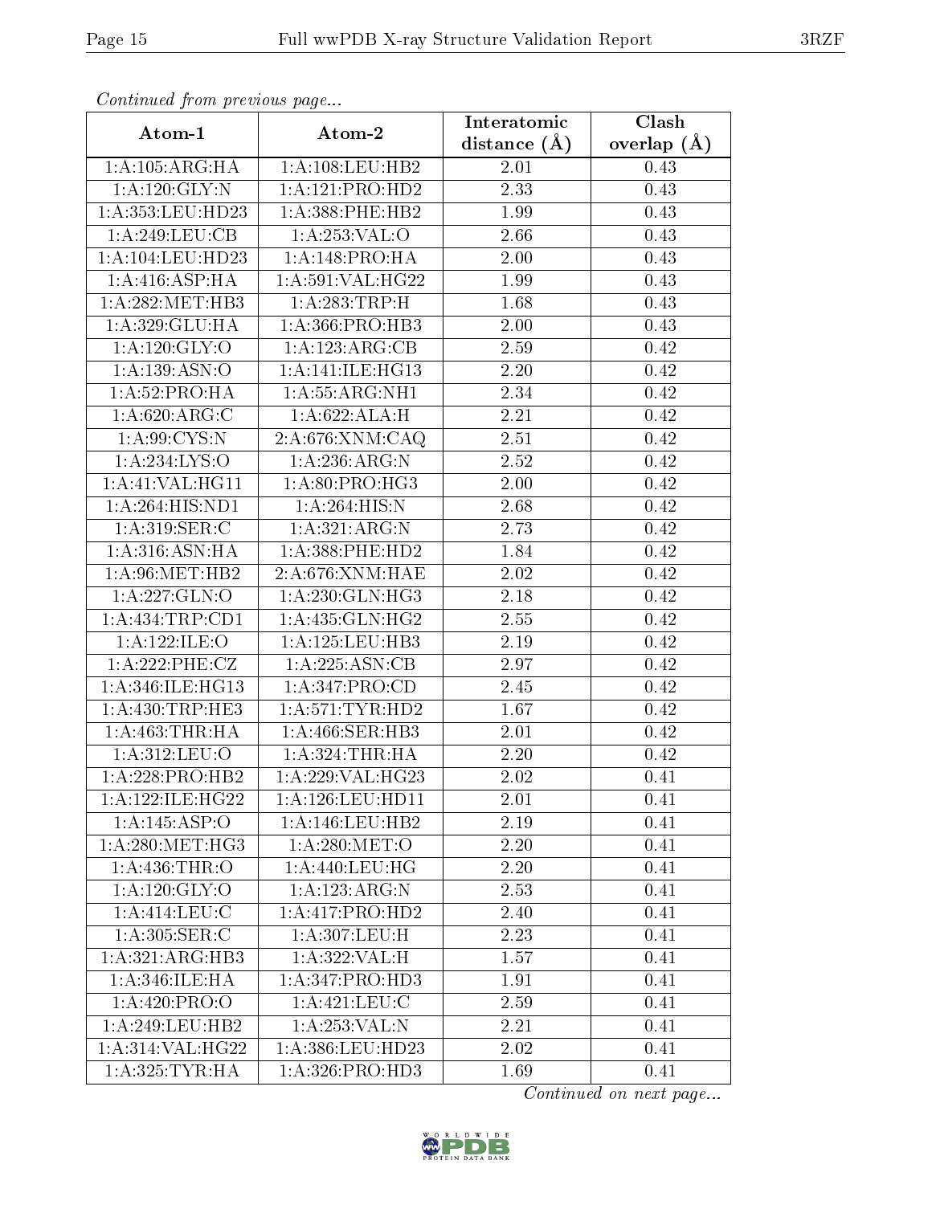*Continued from previous page...*

| Atom-1 | Atom-2 | Interatomic distance (Å) | Clash overlap (Å) |
|---|---|---|---|
| 1:A:105:ARG:HA | 1:A:108:LEU:HB2 | 2.01 | 0.43 |
| 1:A:120:GLY:N | 1:A:121:PRO:HD2 | 2.33 | 0.43 |
| 1:A:353:LEU:HD23 | 1:A:388:PHE:HB2 | 1.99 | 0.43 |
| 1:A:249:LEU:CB | 1:A:253:VAL:O | 2.66 | 0.43 |
| 1:A:104:LEU:HD23 | 1:A:148:PRO:HA | 2.00 | 0.43 |
| 1:A:416:ASP:HA | 1:A:591:VAL:HG22 | 1.99 | 0.43 |
| 1:A:282:MET:HB3 | 1:A:283:TRP:H | 1.68 | 0.43 |
| 1:A:329:GLU:HA | 1:A:366:PRO:HB3 | 2.00 | 0.43 |
| 1:A:120:GLY:O | 1:A:123:ARG:CB | 2.59 | 0.42 |
| 1:A:139:ASN:O | 1:A:141:ILE:HG13 | 2.20 | 0.42 |
| 1:A:52:PRO:HA | 1:A:55:ARG:NH1 | 2.34 | 0.42 |
| 1:A:620:ARG:C | 1:A:622:ALA:H | 2.21 | 0.42 |
| 1:A:99:CYS:N | 2:A:676:XNM:CAQ | 2.51 | 0.42 |
| 1:A:234:LYS:O | 1:A:236:ARG:N | 2.52 | 0.42 |
| 1:A:41:VAL:HG11 | 1:A:80:PRO:HG3 | 2.00 | 0.42 |
| 1:A:264:HIS:ND1 | 1:A:264:HIS:N | 2.68 | 0.42 |
| 1:A:319:SER:C | 1:A:321:ARG:N | 2.73 | 0.42 |
| 1:A:316:ASN:HA | 1:A:388:PHE:HD2 | 1.84 | 0.42 |
| 1:A:96:MET:HB2 | 2:A:676:XNM:HAE | 2.02 | 0.42 |
| 1:A:227:GLN:O | 1:A:230:GLN:HG3 | 2.18 | 0.42 |
| 1:A:434:TRP:CD1 | 1:A:435:GLN:HG2 | 2.55 | 0.42 |
| 1:A:122:ILE:O | 1:A:125:LEU:HB3 | 2.19 | 0.42 |
| 1:A:222:PHE:CZ | 1:A:225:ASN:CB | 2.97 | 0.42 |
| 1:A:346:ILE:HG13 | 1:A:347:PRO:CD | 2.45 | 0.42 |
| 1:A:430:TRP:HE3 | 1:A:571:TYR:HD2 | 1.67 | 0.42 |
| 1:A:463:THR:HA | 1:A:466:SER:HB3 | 2.01 | 0.42 |
| 1:A:312:LEU:O | 1:A:324:THR:HA | 2.20 | 0.42 |
| 1:A:228:PRO:HB2 | 1:A:229:VAL:HG23 | 2.02 | 0.41 |
| 1:A:122:ILE:HG22 | 1:A:126:LEU:HD11 | 2.01 | 0.41 |
| 1:A:145:ASP:O | 1:A:146:LEU:HB2 | 2.19 | 0.41 |
| 1:A:280:MET:HG3 | 1:A:280:MET:O | 2.20 | 0.41 |
| 1:A:436:THR:O | 1:A:440:LEU:HG | 2.20 | 0.41 |
| 1:A:120:GLY:O | 1:A:123:ARG:N | 2.53 | 0.41 |
| 1:A:414:LEU:C | 1:A:417:PRO:HD2 | 2.40 | 0.41 |
| 1:A:305:SER:C | 1:A:307:LEU:H | 2.23 | 0.41 |
| 1:A:321:ARG:HB3 | 1:A:322:VAL:H | 1.57 | 0.41 |
| 1:A:346:ILE:HA | 1:A:347:PRO:HD3 | 1.91 | 0.41 |
| 1:A:420:PRO:O | 1:A:421:LEU:C | 2.59 | 0.41 |
| 1:A:249:LEU:HB2 | 1:A:253:VAL:N | 2.21 | 0.41 |
| 1:A:314:VAL:HG22 | 1:A:386:LEU:HD23 | 2.02 | 0.41 |
| 1:A:325:TYR:HA | 1:A:326:PRO:HD3 | 1.69 | 0.41 |

*Continued on next page...*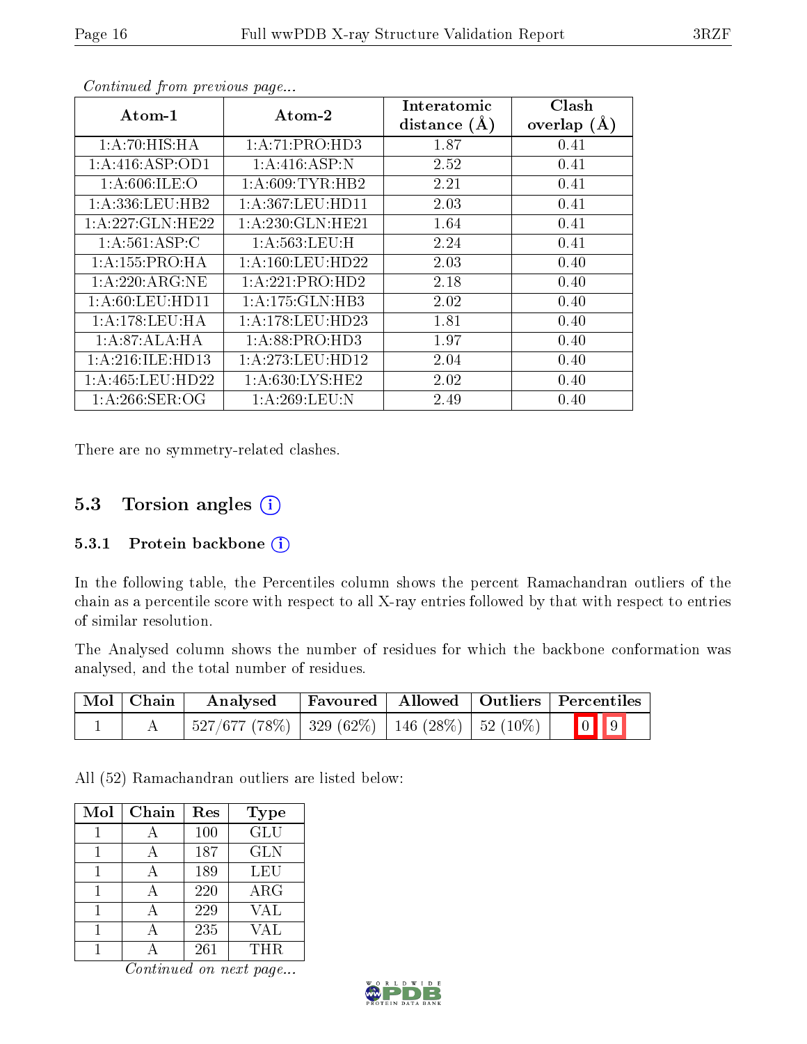*Continued from previous page...*

| Atom-1 | Atom-2 | Interatomic distance (Å) | Clash overlap (Å) |
|---|---|---|---|
| 1:A:70:HIS:HA | 1:A:71:PRO:HD3 | 1.87 | 0.41 |
| 1:A:416:ASP:OD1 | 1:A:416:ASP:N | 2.52 | 0.41 |
| 1:A:606:ILE:O | 1:A:609:TYR:HB2 | 2.21 | 0.41 |
| 1:A:336:LEU:HB2 | 1:A:367:LEU:HD11 | 2.03 | 0.41 |
| 1:A:227:GLN:HE22 | 1:A:230:GLN:HE21 | 1.64 | 0.41 |
| 1:A:561:ASP:C | 1:A:563:LEU:H | 2.24 | 0.41 |
| 1:A:155:PRO:HA | 1:A:160:LEU:HD22 | 2.03 | 0.40 |
| 1:A:220:ARG:NE | 1:A:221:PRO:HD2 | 2.18 | 0.40 |
| 1:A:60:LEU:HD11 | 1:A:175:GLN:HB3 | 2.02 | 0.40 |
| 1:A:178:LEU:HA | 1:A:178:LEU:HD23 | 1.81 | 0.40 |
| 1:A:87:ALA:HA | 1:A:88:PRO:HD3 | 1.97 | 0.40 |
| 1:A:216:ILE:HD13 | 1:A:273:LEU:HD12 | 2.04 | 0.40 |
| 1:A:465:LEU:HD22 | 1:A:630:LYS:HE2 | 2.02 | 0.40 |
| 1:A:266:SER:OG | 1:A:269:LEU:N | 2.49 | 0.40 |

There are no symmetry-related clashes.

## 5.3 Torsion angles

### 5.3.1 Protein backbone

In the following table, the Percentiles column shows the percent Ramachandran outliers of the chain as a percentile score with respect to all X-ray entries followed by that with respect to entries of similar resolution.

The Analysed column shows the number of residues for which the backbone conformation was analysed, and the total number of residues.

| Mol | Chain | Analysed | Favoured | Allowed | Outliers | Percentiles |
|---|---|---|---|---|---|---|
| 1 | A | 527/677 (78%) | 329 (62%) | 146 (28%) | 52 (10%) | 0 9 |

All (52) Ramachandran outliers are listed below:

| Mol | Chain | Res | Type |
|---|---|---|---|
| 1 | A | 100 | GLU |
| 1 | A | 187 | GLN |
| 1 | A | 189 | LEU |
| 1 | A | 220 | ARG |
| 1 | A | 229 | VAL |
| 1 | A | 235 | VAL |
| 1 | A | 261 | THR |

*Continued on next page...*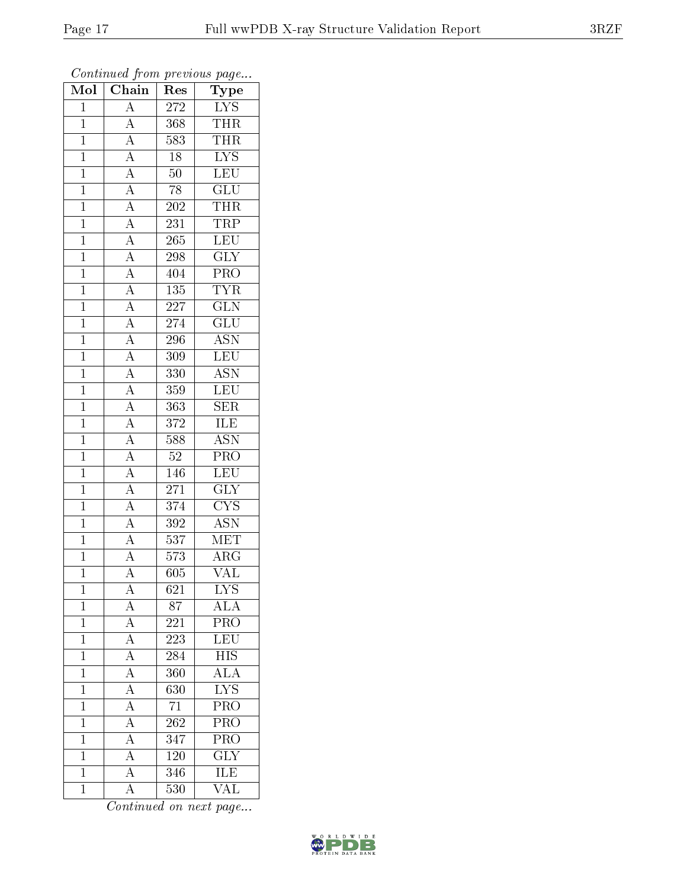*Continued from previous page...*

| Mol | Chain | Res | Type |
|---|---|---|---|
| 1 | A | 272 | LYS |
| 1 | A | 368 | THR |
| 1 | A | 583 | THR |
| 1 | A | 18 | LYS |
| 1 | A | 50 | LEU |
| 1 | A | 78 | GLU |
| 1 | A | 202 | THR |
| 1 | A | 231 | TRP |
| 1 | A | 265 | LEU |
| 1 | A | 298 | GLY |
| 1 | A | 404 | PRO |
| 1 | A | 135 | TYR |
| 1 | A | 227 | GLN |
| 1 | A | 274 | GLU |
| 1 | A | 296 | ASN |
| 1 | A | 309 | LEU |
| 1 | A | 330 | ASN |
| 1 | A | 359 | LEU |
| 1 | A | 363 | SER |
| 1 | A | 372 | ILE |
| 1 | A | 588 | ASN |
| 1 | A | 52 | PRO |
| 1 | A | 146 | LEU |
| 1 | A | 271 | GLY |
| 1 | A | 374 | CYS |
| 1 | A | 392 | ASN |
| 1 | A | 537 | MET |
| 1 | A | 573 | ARG |
| 1 | A | 605 | VAL |
| 1 | A | 621 | LYS |
| 1 | A | 87 | ALA |
| 1 | A | 221 | PRO |
| 1 | A | 223 | LEU |
| 1 | A | 284 | HIS |
| 1 | A | 360 | ALA |
| 1 | A | 630 | LYS |
| 1 | A | 71 | PRO |
| 1 | A | 262 | PRO |
| 1 | A | 347 | PRO |
| 1 | A | 120 | GLY |
| 1 | A | 346 | ILE |
| 1 | A | 530 | VAL |

*Continued on next page...*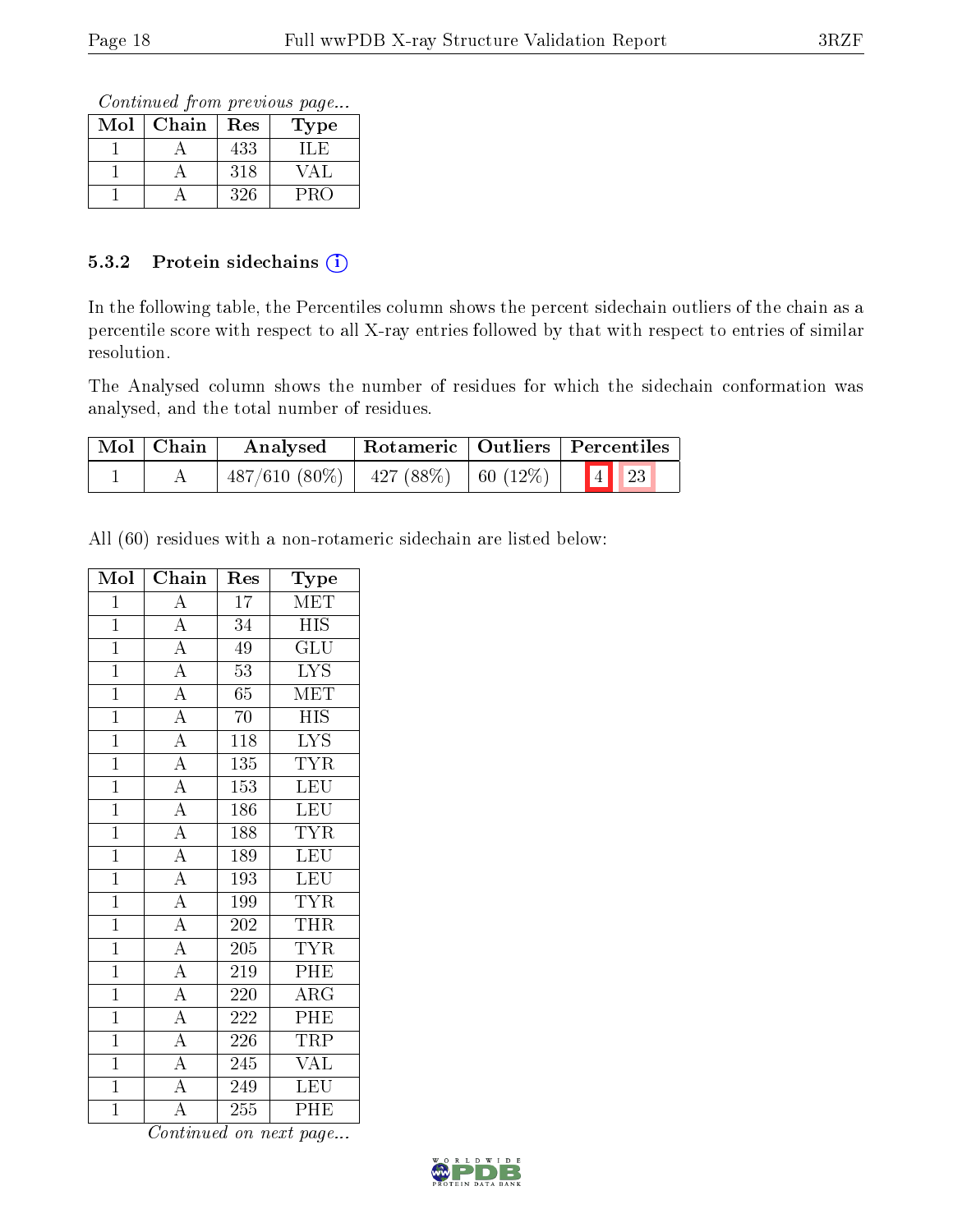*Continued from previous page...*

| Mol | Chain | Res | Type |
|---|---|---|---|
| 1 | A | 433 | ILE |
| 1 | A | 318 | VAL |
| 1 | A | 326 | PRO |

### 5.3.2 Protein sidechains

In the following table, the Percentiles column shows the percent sidechain outliers of the chain as a percentile score with respect to all X-ray entries followed by that with respect to entries of similar resolution.

The Analysed column shows the number of residues for which the sidechain conformation was analysed, and the total number of residues.

| Mol | Chain | Analysed | Rotameric | Outliers | Percentiles |
|---|---|---|---|---|---|
| 1 | A | 487/610 (80%) | 427 (88%) | 60 (12%) | 4 23 |

All (60) residues with a non-rotameric sidechain are listed below:

| Mol | Chain | Res | Type |
|---|---|---|---|
| 1 | A | 17 | MET |
| 1 | A | 34 | HIS |
| 1 | A | 49 | GLU |
| 1 | A | 53 | LYS |
| 1 | A | 65 | MET |
| 1 | A | 70 | HIS |
| 1 | A | 118 | LYS |
| 1 | A | 135 | TYR |
| 1 | A | 153 | LEU |
| 1 | A | 186 | LEU |
| 1 | A | 188 | TYR |
| 1 | A | 189 | LEU |
| 1 | A | 193 | LEU |
| 1 | A | 199 | TYR |
| 1 | A | 202 | THR |
| 1 | A | 205 | TYR |
| 1 | A | 219 | PHE |
| 1 | A | 220 | ARG |
| 1 | A | 222 | PHE |
| 1 | A | 226 | TRP |
| 1 | A | 245 | VAL |
| 1 | A | 249 | LEU |
| 1 | A | 255 | PHE |

*Continued on next page...*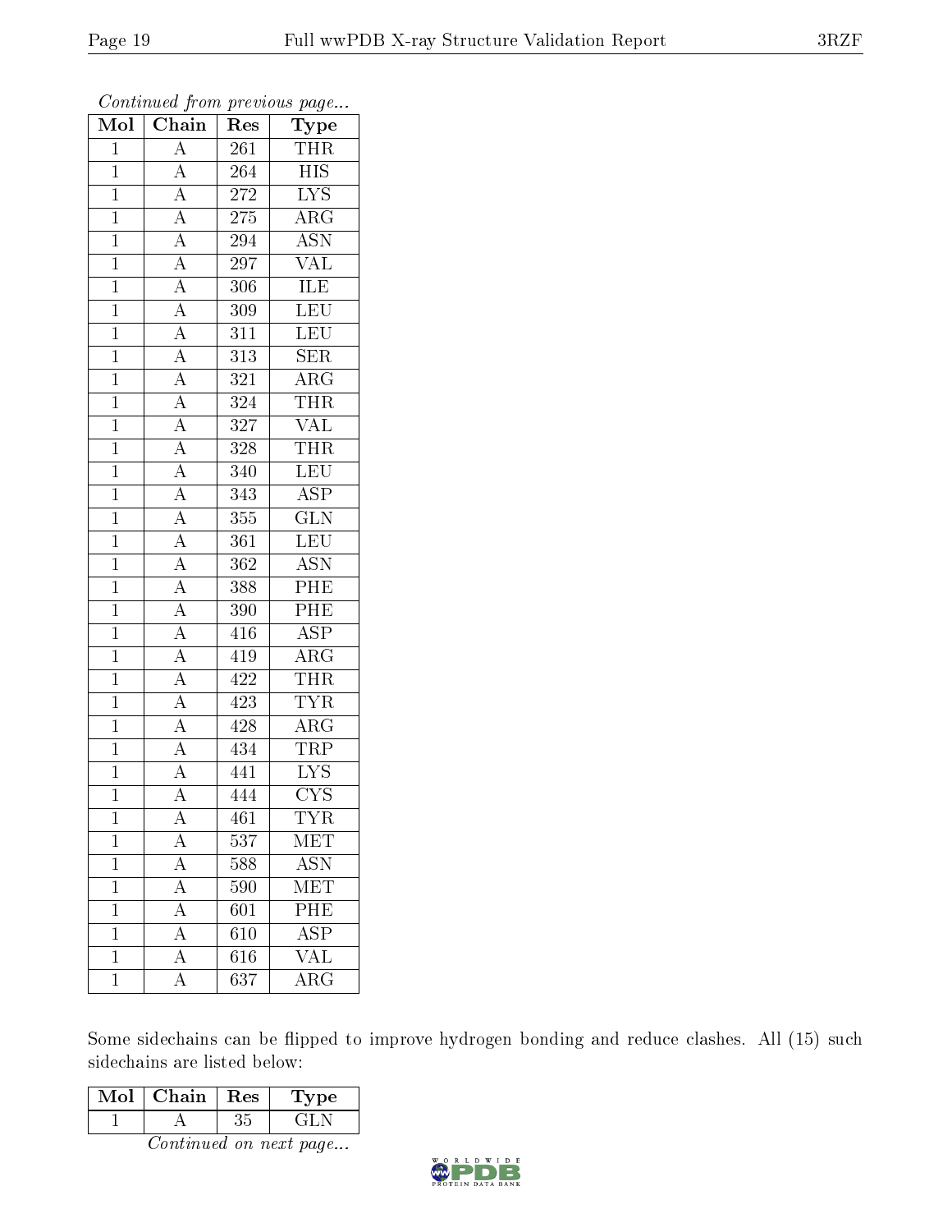*Continued from previous page...*

| Mol | Chain | Res | Type |
|---|---|---|---|
| 1 | A | 261 | THR |
| 1 | A | 264 | HIS |
| 1 | A | 272 | LYS |
| 1 | A | 275 | ARG |
| 1 | A | 294 | ASN |
| 1 | A | 297 | VAL |
| 1 | A | 306 | ILE |
| 1 | A | 309 | LEU |
| 1 | A | 311 | LEU |
| 1 | A | 313 | SER |
| 1 | A | 321 | ARG |
| 1 | A | 324 | THR |
| 1 | A | 327 | VAL |
| 1 | A | 328 | THR |
| 1 | A | 340 | LEU |
| 1 | A | 343 | ASP |
| 1 | A | 355 | GLN |
| 1 | A | 361 | LEU |
| 1 | A | 362 | ASN |
| 1 | A | 388 | PHE |
| 1 | A | 390 | PHE |
| 1 | A | 416 | ASP |
| 1 | A | 419 | ARG |
| 1 | A | 422 | THR |
| 1 | A | 423 | TYR |
| 1 | A | 428 | ARG |
| 1 | A | 434 | TRP |
| 1 | A | 441 | LYS |
| 1 | A | 444 | CYS |
| 1 | A | 461 | TYR |
| 1 | A | 537 | MET |
| 1 | A | 588 | ASN |
| 1 | A | 590 | MET |
| 1 | A | 601 | PHE |
| 1 | A | 610 | ASP |
| 1 | A | 616 | VAL |
| 1 | A | 637 | ARG |

Some sidechains can be flipped to improve hydrogen bonding and reduce clashes. All (15) such sidechains are listed below:

| Mol | Chain | Res | Type |
|---|---|---|---|
| 1 | A | 35 | GLN |

*Continued on next page...*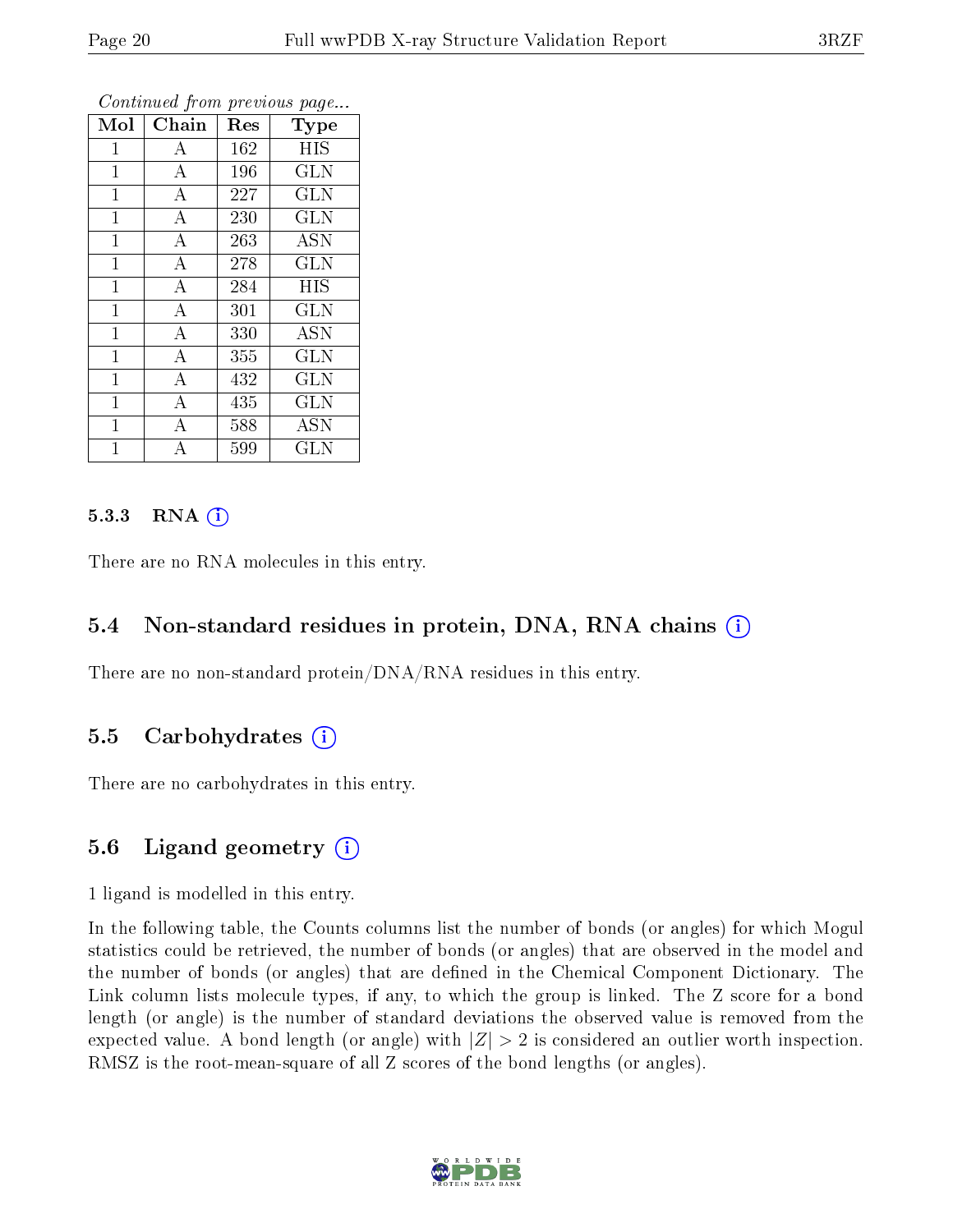*Continued from previous page...*

| Mol | Chain | Res | Type |
|---|---|---|---|
| 1 | A | 162 | HIS |
| 1 | A | 196 | GLN |
| 1 | A | 227 | GLN |
| 1 | A | 230 | GLN |
| 1 | A | 263 | ASN |
| 1 | A | 278 | GLN |
| 1 | A | 284 | HIS |
| 1 | A | 301 | GLN |
| 1 | A | 330 | ASN |
| 1 | A | 355 | GLN |
| 1 | A | 432 | GLN |
| 1 | A | 435 | GLN |
| 1 | A | 588 | ASN |
| 1 | A | 599 | GLN |

#### 5.3.3 RNA (i)

There are no RNA molecules in this entry.

### 5.4 Non-standard residues in protein, DNA, RNA chains (i)

There are no non-standard protein/DNA/RNA residues in this entry.

### 5.5 Carbohydrates (i)

There are no carbohydrates in this entry.

### 5.6 Ligand geometry (i)

1 ligand is modelled in this entry.

In the following table, the Counts columns list the number of bonds (or angles) for which Mogul statistics could be retrieved, the number of bonds (or angles) that are observed in the model and the number of bonds (or angles) that are defined in the Chemical Component Dictionary. The Link column lists molecule types, if any, to which the group is linked. The Z score for a bond length (or angle) is the number of standard deviations the observed value is removed from the expected value. A bond length (or angle) with $|Z| > 2$ is considered an outlier worth inspection. RMSZ is the root-mean-square of all Z scores of the bond lengths (or angles).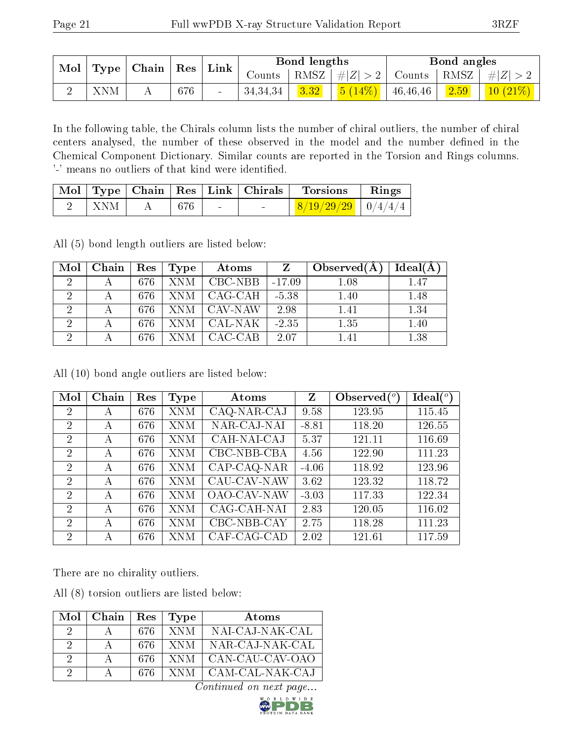| Mol | Type | Chain | Res | Link | Bond lengths | | | Bond angles | | |
|---|---|---|---|---|---|---|---|---|---|---|
| | | | | | Counts | RMSZ | #\|Z\| > 2 | Counts | RMSZ | #\|Z\| > 2 |
| 2 | XNM | A | 676 | - | 34,34,34 | 3.32 | 5 (14%) | 46,46,46 | 2.59 | 10 (21%) |

In the following table, the Chirals column lists the number of chiral outliers, the number of chiral centers analysed, the number of these observed in the model and the number defined in the Chemical Component Dictionary. Similar counts are reported in the Torsion and Rings columns. '-' means no outliers of that kind were identified.

| Mol | Type | Chain | Res | Link | Chirals | Torsions | Rings |
|---|---|---|---|---|---|---|---|
| 2 | XNM | A | 676 | - | - | 8/19/29/29 | 0/4/4/4 |

All (5) bond length outliers are listed below:

| Mol | Chain | Res | Type | Atoms | Z | Observed(Å) | Ideal(Å) |
|---|---|---|---|---|---|---|---|
| 2 | A | 676 | XNM | CBC-NBB | -17.09 | 1.08 | 1.47 |
| 2 | A | 676 | XNM | CAG-CAH | -5.38 | 1.40 | 1.48 |
| 2 | A | 676 | XNM | CAV-NAW | 2.98 | 1.41 | 1.34 |
| 2 | A | 676 | XNM | CAL-NAK | -2.35 | 1.35 | 1.40 |
| 2 | A | 676 | XNM | CAC-CAB | 2.07 | 1.41 | 1.38 |

All (10) bond angle outliers are listed below:

| Mol | Chain | Res | Type | Atoms | Z | Observed(°) | Ideal(°) |
|---|---|---|---|---|---|---|---|
| 2 | A | 676 | XNM | CAQ-NAR-CAJ | 9.58 | 123.95 | 115.45 |
| 2 | A | 676 | XNM | NAR-CAJ-NAI | -8.81 | 118.20 | 126.55 |
| 2 | A | 676 | XNM | CAH-NAI-CAJ | 5.37 | 121.11 | 116.69 |
| 2 | A | 676 | XNM | CBC-NBB-CBA | 4.56 | 122.90 | 111.23 |
| 2 | A | 676 | XNM | CAP-CAQ-NAR | -4.06 | 118.92 | 123.96 |
| 2 | A | 676 | XNM | CAU-CAV-NAW | 3.62 | 123.32 | 118.72 |
| 2 | A | 676 | XNM | OAO-CAV-NAW | -3.03 | 117.33 | 122.34 |
| 2 | A | 676 | XNM | CAG-CAH-NAI | 2.83 | 120.05 | 116.02 |
| 2 | A | 676 | XNM | CBC-NBB-CAY | 2.75 | 118.28 | 111.23 |
| 2 | A | 676 | XNM | CAF-CAG-CAD | 2.02 | 121.61 | 117.59 |

There are no chirality outliers.

All (8) torsion outliers are listed below:

| Mol | Chain | Res | Type | Atoms |
|---|---|---|---|---|
| 2 | A | 676 | XNM | NAI-CAJ-NAK-CAL |
| 2 | A | 676 | XNM | NAR-CAJ-NAK-CAL |
| 2 | A | 676 | XNM | CAN-CAU-CAV-OAO |
| 2 | A | 676 | XNM | CAM-CAL-NAK-CAJ |

*Continued on next page...*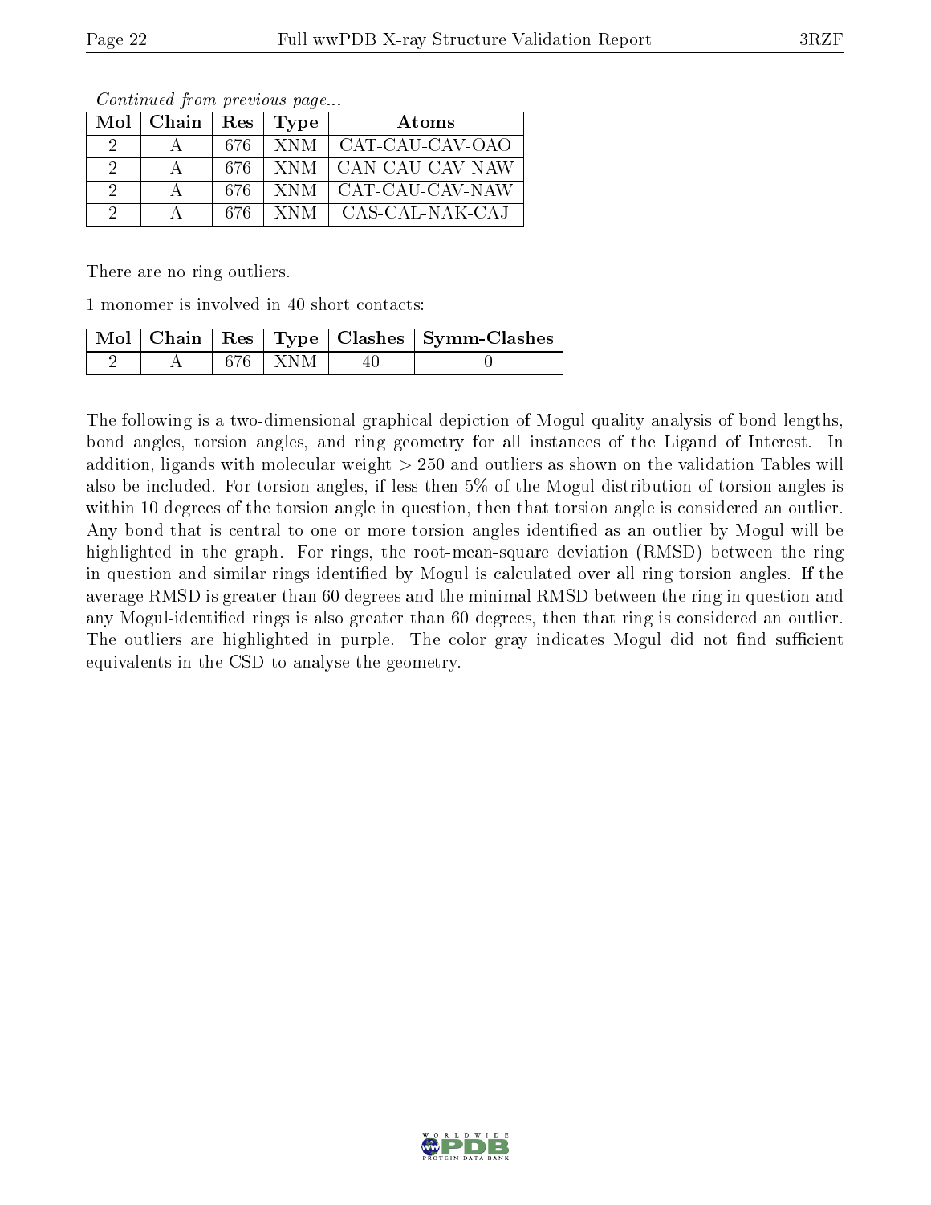*Continued from previous page...*

| Mol | Chain | Res | Type | Atoms |
|---|---|---|---|---|
| 2 | A | 676 | XNM | CAT-CAU-CAV-OAO |
| 2 | A | 676 | XNM | CAN-CAU-CAV-NAW |
| 2 | A | 676 | XNM | CAT-CAU-CAV-NAW |
| 2 | A | 676 | XNM | CAS-CAL-NAK-CAJ |

There are no ring outliers.

1 monomer is involved in 40 short contacts:

| Mol | Chain | Res | Type | Clashes | Symm-Clashes |
|---|---|---|---|---|---|
| 2 | A | 676 | XNM | 40 | 0 |

The following is a two-dimensional graphical depiction of Mogul quality analysis of bond lengths, bond angles, torsion angles, and ring geometry for all instances of the Ligand of Interest. In addition, ligands with molecular weight > 250 and outliers as shown on the validation Tables will also be included. For torsion angles, if less then 5% of the Mogul distribution of torsion angles is within 10 degrees of the torsion angle in question, then that torsion angle is considered an outlier. Any bond that is central to one or more torsion angles identified as an outlier by Mogul will be highlighted in the graph. For rings, the root-mean-square deviation (RMSD) between the ring in question and similar rings identified by Mogul is calculated over all ring torsion angles. If the average RMSD is greater than 60 degrees and the minimal RMSD between the ring in question and any Mogul-identified rings is also greater than 60 degrees, then that ring is considered an outlier. The outliers are highlighted in purple. The color gray indicates Mogul did not find sufficient equivalents in the CSD to analyse the geometry.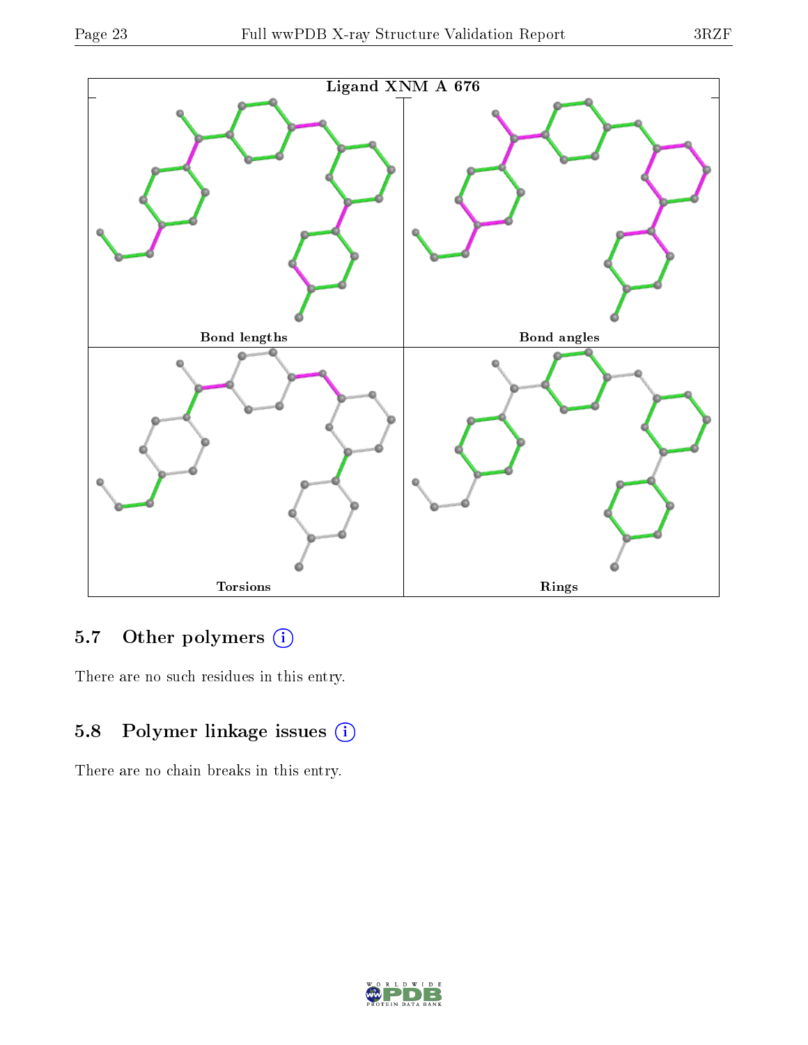Ligand XNM A 676

Bond lengths

Bond angles

Torsions

Rings

### 5.7 Other polymers

There are no such residues in this entry.

### 5.8 Polymer linkage issues

There are no chain breaks in this entry.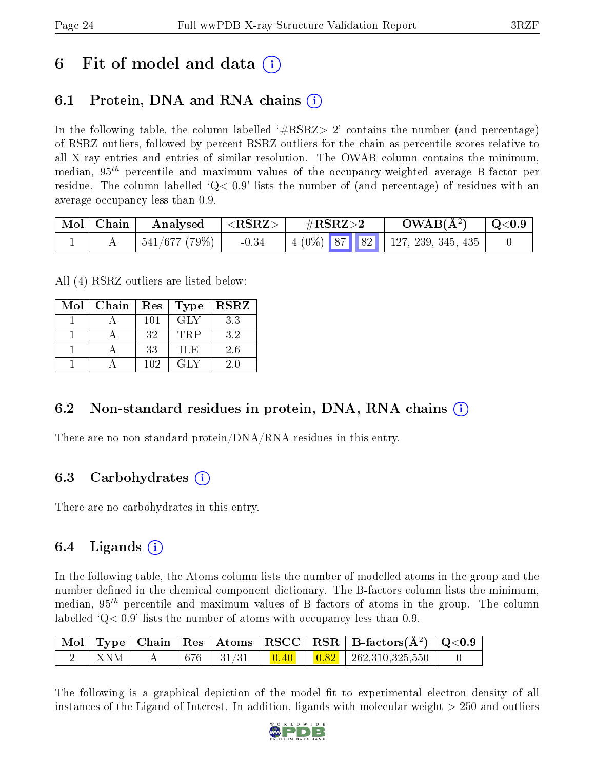# 6 Fit of model and data (i)

## 6.1 Protein, DNA and RNA chains (i)

In the following table, the column labelled '#RSRZ> 2' contains the number (and percentage) of RSRZ outliers, followed by percent RSRZ outliers for the chain as percentile scores relative to all X-ray entries and entries of similar resolution. The OWAB column contains the minimum, median, $95^{th}$ percentile and maximum values of the occupancy-weighted average B-factor per residue. The column labelled 'Q< 0.9' lists the number of (and percentage) of residues with an average occupancy less than 0.9.

| Mol | Chain | Analysed | <RSRZ> | #RSRZ>2 | | | OWAB(Å$^2$) | Q<0.9 |
|---|---|---|---|---|---|---|---|---|
| 1 | A | 541/677 (79%) | -0.34 | 4 (0%) | 87 | 82 | 127, 239, 345, 435 | 0 |

All (4) RSRZ outliers are listed below:

| Mol | Chain | Res | Type | RSRZ |
|---|---|---|---|---|
| 1 | A | 101 | GLY | 3.3 |
| 1 | A | 32 | TRP | 3.2 |
| 1 | A | 33 | ILE | 2.6 |
| 1 | A | 102 | GLY | 2.0 |

## 6.2 Non-standard residues in protein, DNA, RNA chains (i)

There are no non-standard protein/DNA/RNA residues in this entry.

## 6.3 Carbohydrates (i)

There are no carbohydrates in this entry.

## 6.4 Ligands (i)

In the following table, the Atoms column lists the number of modelled atoms in the group and the number defined in the chemical component dictionary. The B-factors column lists the minimum, median, $95^{th}$ percentile and maximum values of B factors of atoms in the group. The column labelled 'Q< 0.9' lists the number of atoms with occupancy less than 0.9.

| Mol | Type | Chain | Res | Atoms | RSCC | RSR | B-factors(Å$^2$) | Q<0.9 |
|---|---|---|---|---|---|---|---|---|
| 2 | XNM | A | 676 | 31/31 | 0.40 | 0.82 | 262,310,325,550 | 0 |

The following is a graphical depiction of the model fit to experimental electron density of all instances of the Ligand of Interest. In addition, ligands with molecular weight > 250 and outliers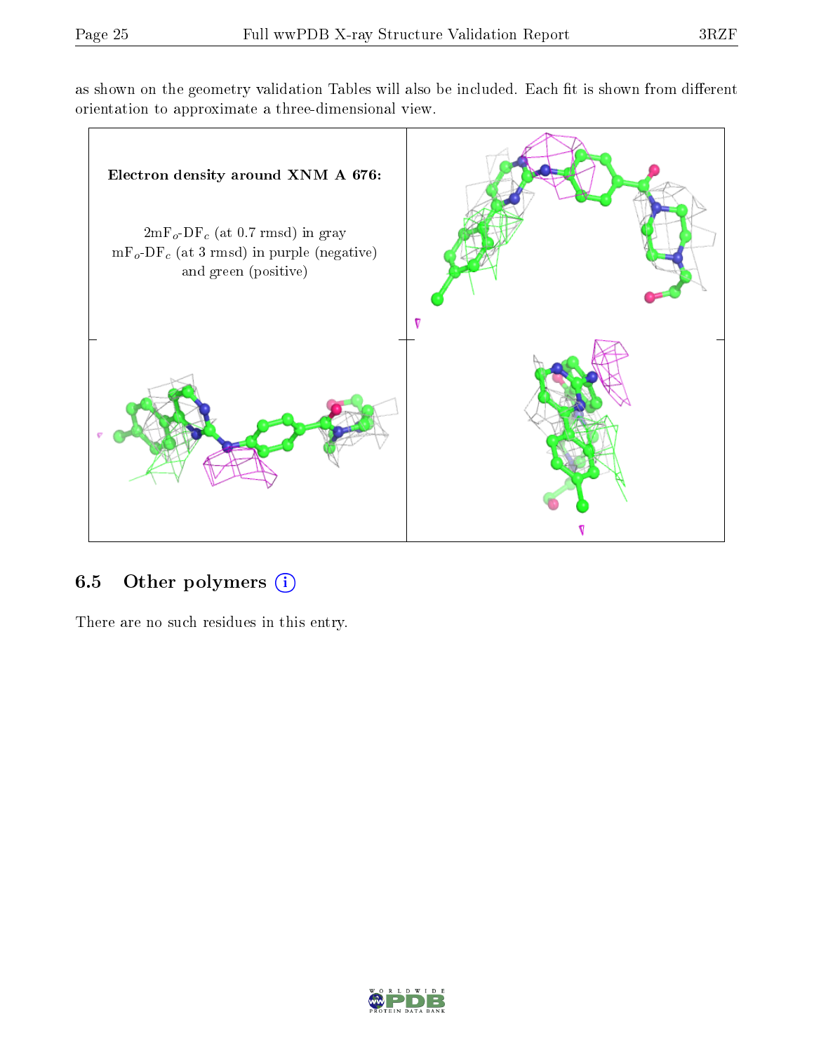as shown on the geometry validation Tables will also be included. Each fit is shown from different orientation to approximate a three-dimensional view.

**Electron density around XNM A 676:**

$2mF_o$-$DF_c$ (at 0.7 rmsd) in gray
$mF_o$-$DF_c$ (at 3 rmsd) in purple (negative)
and green (positive)

### 6.5 Other polymers

There are no such residues in this entry.